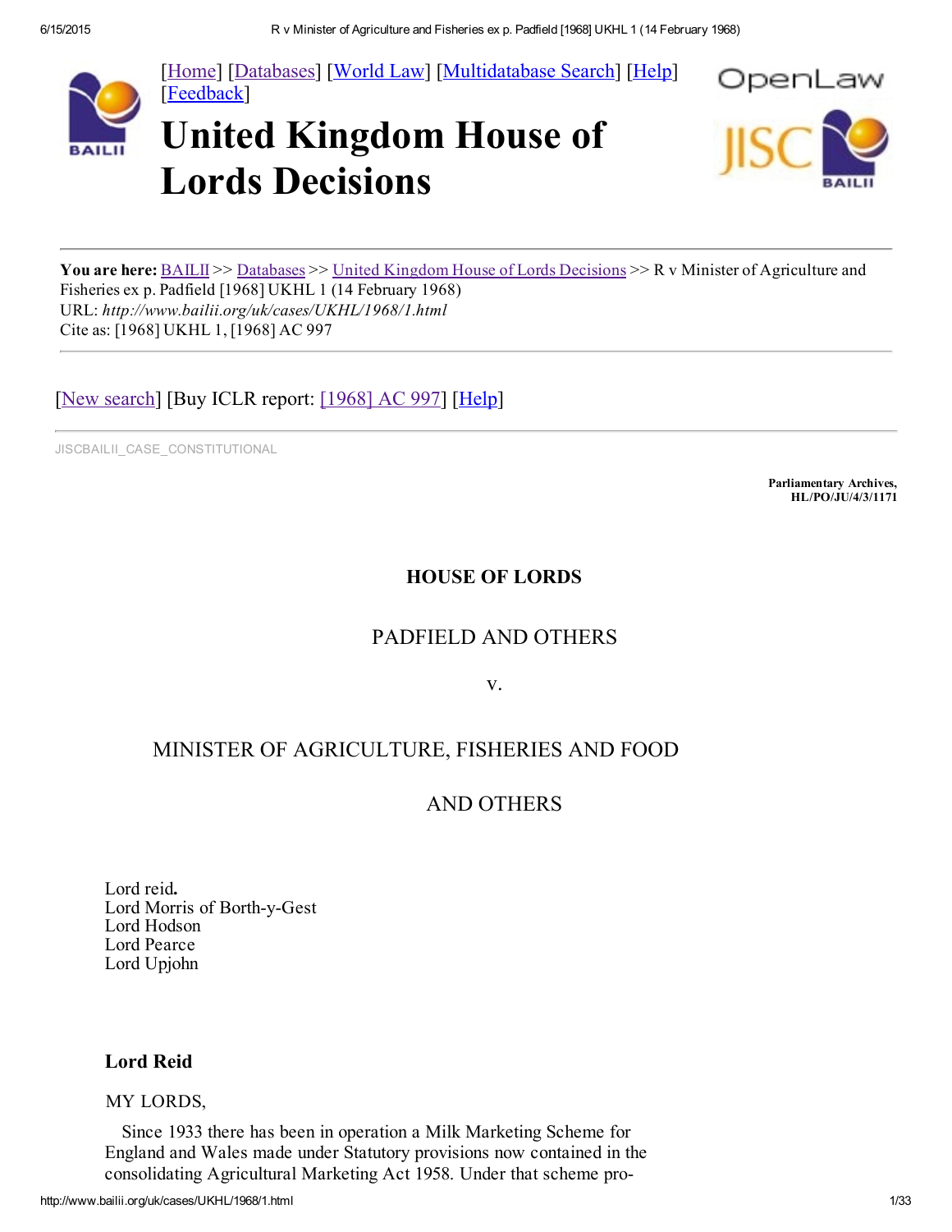[Home] [Databases] [World Law] [Multidatabase Search] [Help] [Feedback]

# United Kingdom House of Lords Decisions

**You are here:** BAILII >> Databases >> United Kingdom House of Lords Decisions >> R v Minister of Agriculture and Fisheries ex p. Padfield [1968] UKHL 1 (14 February 1968)
URL: *http://www.bailii.org/uk/cases/UKHL/1968/1.html*
Cite as: [1968] UKHL 1, [1968] AC 997

[New search] [Buy ICLR report: [1968] AC 997] [Help]

JISCBAILII_CASE_CONSTITUTIONAL

**Parliamentary Archives,**
**HL/PO/JU/4/3/1171**

## HOUSE OF LORDS

PADFIELD AND OTHERS

v.

MINISTER OF AGRICULTURE, FISHERIES AND FOOD

AND OTHERS

Lord reid**.**
Lord Morris of Borth-y-Gest
Lord Hodson
Lord Pearce
Lord Upjohn

### Lord Reid

MY LORDS,

Since 1933 there has been in operation a Milk Marketing Scheme for England and Wales made under Statutory provisions now contained in the consolidating Agricultural Marketing Act 1958. Under that scheme pro-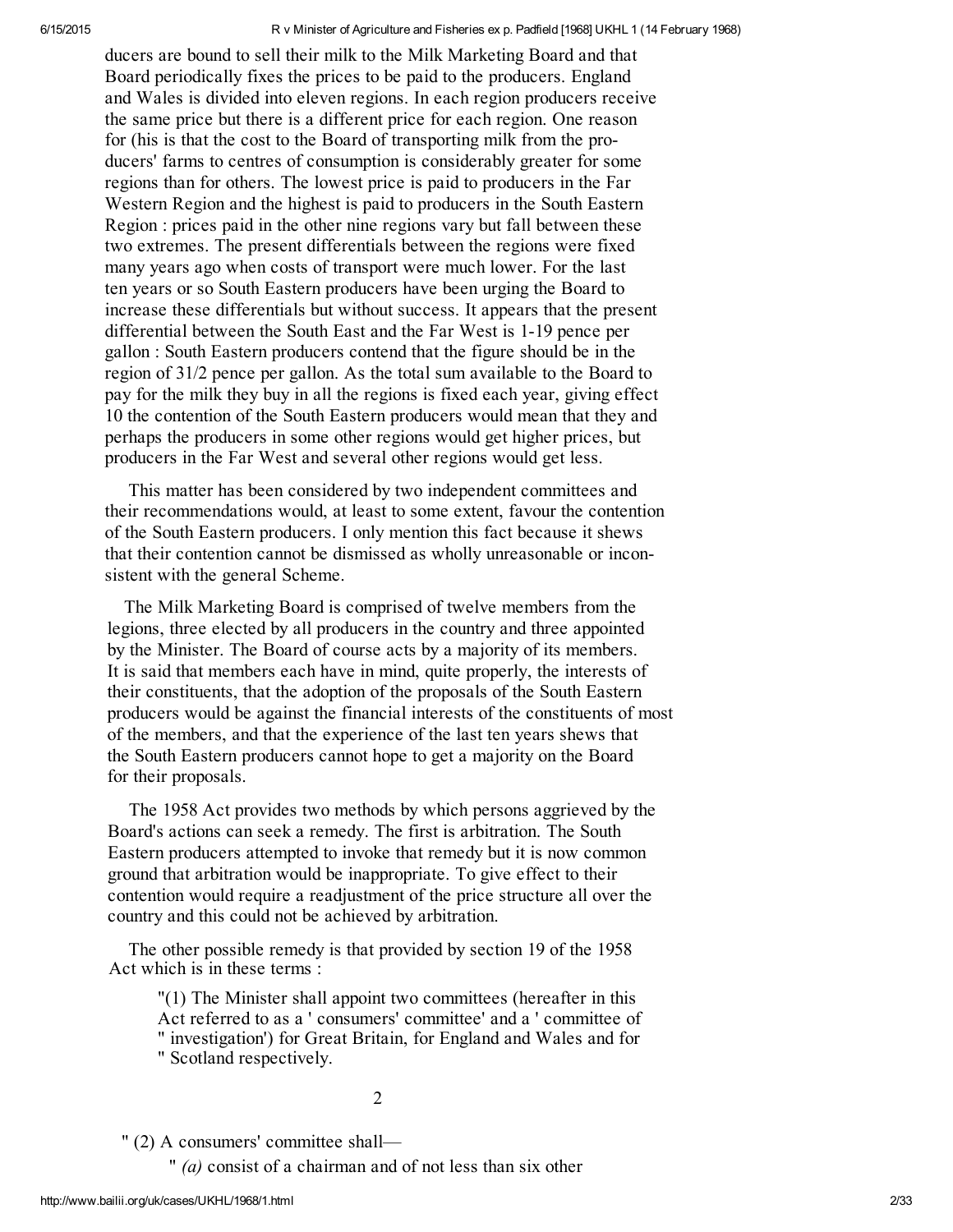ducers are bound to sell their milk to the Milk Marketing Board and that Board periodically fixes the prices to be paid to the producers. England and Wales is divided into eleven regions. In each region producers receive the same price but there is a different price for each region. One reason for (his is that the cost to the Board of transporting milk from the producers' farms to centres of consumption is considerably greater for some regions than for others. The lowest price is paid to producers in the Far Western Region and the highest is paid to producers in the South Eastern Region : prices paid in the other nine regions vary but fall between these two extremes. The present differentials between the regions were fixed many years ago when costs of transport were much lower. For the last ten years or so South Eastern producers have been urging the Board to increase these differentials but without success. It appears that the present differential between the South East and the Far West is 1-19 pence per gallon : South Eastern producers contend that the figure should be in the region of 31/2 pence per gallon. As the total sum available to the Board to pay for the milk they buy in all the regions is fixed each year, giving effect 10 the contention of the South Eastern producers would mean that they and perhaps the producers in some other regions would get higher prices, but producers in the Far West and several other regions would get less.

This matter has been considered by two independent committees and their recommendations would, at least to some extent, favour the contention of the South Eastern producers. I only mention this fact because it shews that their contention cannot be dismissed as wholly unreasonable or inconsistent with the general Scheme.

The Milk Marketing Board is comprised of twelve members from the legions, three elected by all producers in the country and three appointed by the Minister. The Board of course acts by a majority of its members. It is said that members each have in mind, quite properly, the interests of their constituents, that the adoption of the proposals of the South Eastern producers would be against the financial interests of the constituents of most of the members, and that the experience of the last ten years shews that the South Eastern producers cannot hope to get a majority on the Board for their proposals.

The 1958 Act provides two methods by which persons aggrieved by the Board's actions can seek a remedy. The first is arbitration. The South Eastern producers attempted to invoke that remedy but it is now common ground that arbitration would be inappropriate. To give effect to their contention would require a readjustment of the price structure all over the country and this could not be achieved by arbitration.

The other possible remedy is that provided by section 19 of the 1958 Act which is in these terms :

> "(1) The Minister shall appoint two committees (hereafter in this Act referred to as a ' consumers' committee' and a ' committee of " investigation') for Great Britain, for England and Wales and for " Scotland respectively.

2

> " (2) A consumers' committee shall—
>
> " *(a)* consist of a chairman and of not less than six other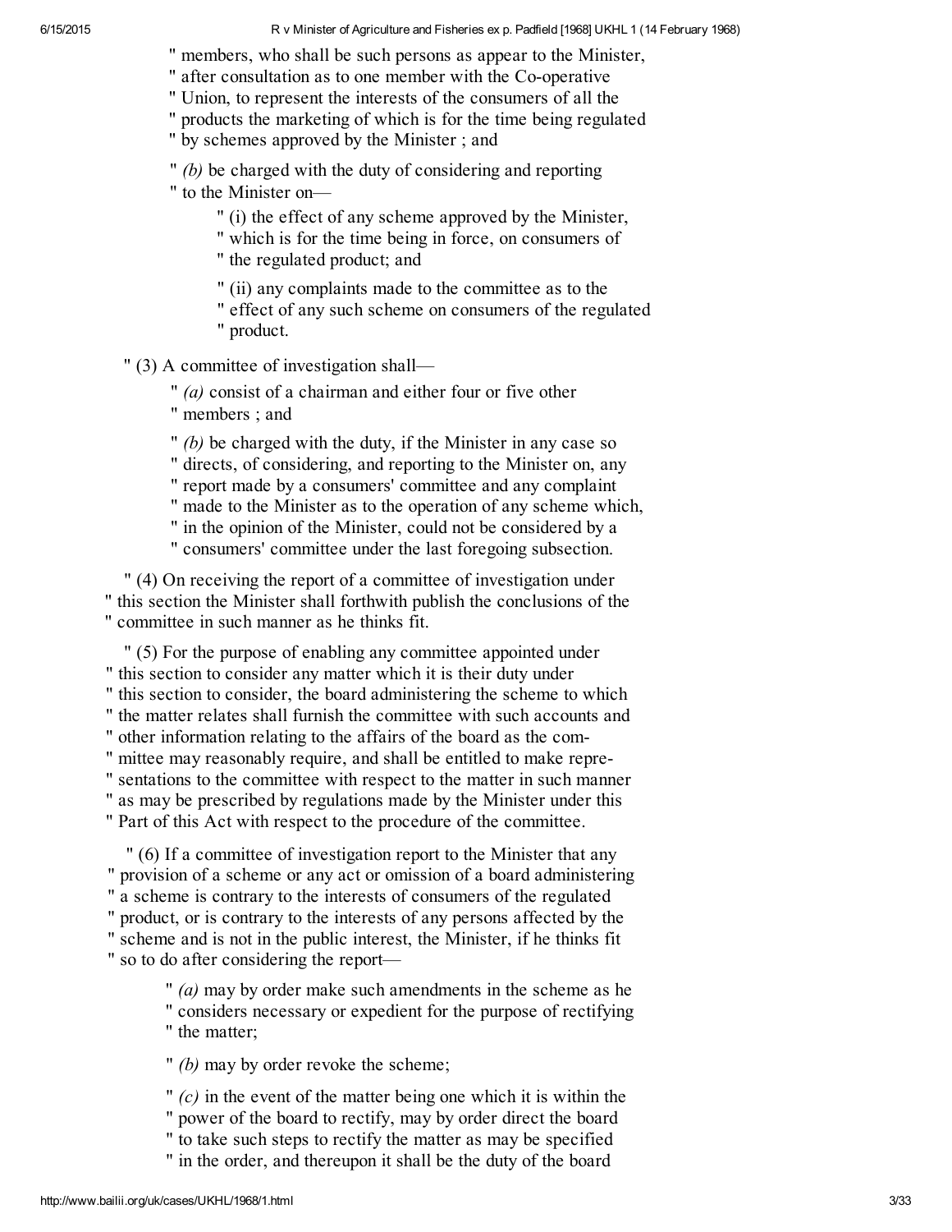" members, who shall be such persons as appear to the Minister,
" after consultation as to one member with the Co-operative
" Union, to represent the interests of the consumers of all the
" products the marketing of which is for the time being regulated
" by schemes approved by the Minister ; and

" *(b)* be charged with the duty of considering and reporting
" to the Minister on—

" (i) the effect of any scheme approved by the Minister,
" which is for the time being in force, on consumers of
" the regulated product; and

" (ii) any complaints made to the committee as to the
" effect of any such scheme on consumers of the regulated
" product.

" (3) A committee of investigation shall—

" *(a)* consist of a chairman and either four or five other
" members ; and

" *(b)* be charged with the duty, if the Minister in any case so
" directs, of considering, and reporting to the Minister on, any
" report made by a consumers' committee and any complaint
" made to the Minister as to the operation of any scheme which,
" in the opinion of the Minister, could not be considered by a
" consumers' committee under the last foregoing subsection.

" (4) On receiving the report of a committee of investigation under
" this section the Minister shall forthwith publish the conclusions of the
" committee in such manner as he thinks fit.

" (5) For the purpose of enabling any committee appointed under
" this section to consider any matter which it is their duty under
" this section to consider, the board administering the scheme to which
" the matter relates shall furnish the committee with such accounts and
" other information relating to the affairs of the board as the com-
" mittee may reasonably require, and shall be entitled to make repre-
" sentations to the committee with respect to the matter in such manner
" as may be prescribed by regulations made by the Minister under this
" Part of this Act with respect to the procedure of the committee.

" (6) If a committee of investigation report to the Minister that any
" provision of a scheme or any act or omission of a board administering
" a scheme is contrary to the interests of consumers of the regulated
" product, or is contrary to the interests of any persons affected by the
" scheme and is not in the public interest, the Minister, if he thinks fit
" so to do after considering the report—

" *(a)* may by order make such amendments in the scheme as he
" considers necessary or expedient for the purpose of rectifying
" the matter;

" *(b)* may by order revoke the scheme;

" *(c)* in the event of the matter being one which it is within the
" power of the board to rectify, may by order direct the board
" to take such steps to rectify the matter as may be specified
" in the order, and thereupon it shall be the duty of the board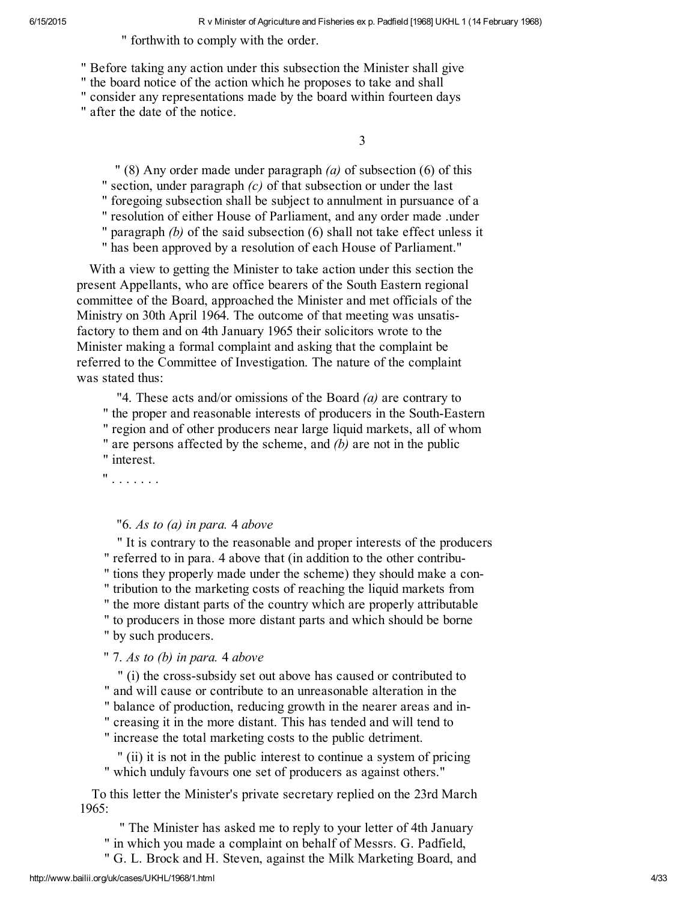" forthwith to comply with the order.

" Before taking any action under this subsection the Minister shall give
" the board notice of the action which he proposes to take and shall
" consider any representations made by the board within fourteen days
" after the date of the notice.

3

" (8) Any order made under paragraph *(a)* of subsection (6) of this
" section, under paragraph *(c)* of that subsection or under the last
" foregoing subsection shall be subject to annulment in pursuance of a
" resolution of either House of Parliament, and any order made .under
" paragraph *(b)* of the said subsection (6) shall not take effect unless it
" has been approved by a resolution of each House of Parliament."

With a view to getting the Minister to take action under this section the present Appellants, who are office bearers of the South Eastern regional committee of the Board, approached the Minister and met officials of the Ministry on 30th April 1964. The outcome of that meeting was unsatisfactory to them and on 4th January 1965 their solicitors wrote to the Minister making a formal complaint and asking that the complaint be referred to the Committee of Investigation. The nature of the complaint was stated thus:

"4. These acts and/or omissions of the Board *(a)* are contrary to
" the proper and reasonable interests of producers in the South-Eastern
" region and of other producers near large liquid markets, all of whom
" are persons affected by the scheme, and *(b)* are not in the public
" interest.

" . . . . . . .

"6. *As to (a) in para.* 4 *above*

" It is contrary to the reasonable and proper interests of the producers
" referred to in para. 4 above that (in addition to the other contribu-
" tions they properly made under the scheme) they should make a con-
" tribution to the marketing costs of reaching the liquid markets from
" the more distant parts of the country which are properly attributable
" to producers in those more distant parts and which should be borne
" by such producers.

" 7. *As to (b) in para.* 4 *above*

" (i) the cross-subsidy set out above has caused or contributed to
" and will cause or contribute to an unreasonable alteration in the
" balance of production, reducing growth in the nearer areas and in-
" creasing it in the more distant. This has tended and will tend to
" increase the total marketing costs to the public detriment.

" (ii) it is not in the public interest to continue a system of pricing
" which unduly favours one set of producers as against others."

To this letter the Minister's private secretary replied on the 23rd March 1965:

" The Minister has asked me to reply to your letter of 4th January
" in which you made a complaint on behalf of Messrs. G. Padfield,
" G. L. Brock and H. Steven, against the Milk Marketing Board, and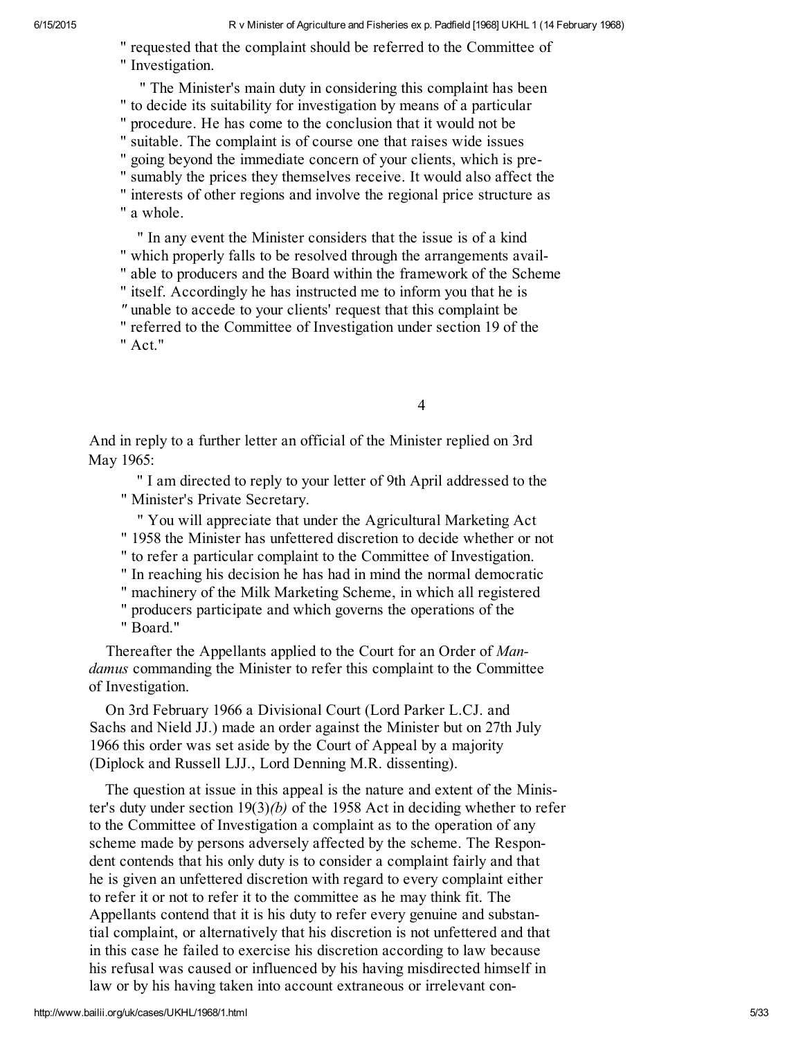" requested that the complaint should be referred to the Committee of
" Investigation.

" The Minister's main duty in considering this complaint has been
" to decide its suitability for investigation by means of a particular
" procedure. He has come to the conclusion that it would not be
" suitable. The complaint is of course one that raises wide issues
" going beyond the immediate concern of your clients, which is pre-
" sumably the prices they themselves receive. It would also affect the
" interests of other regions and involve the regional price structure as
" a whole.

" In any event the Minister considers that the issue is of a kind
" which properly falls to be resolved through the arrangements avail-
" able to producers and the Board within the framework of the Scheme
" itself. Accordingly he has instructed me to inform you that he is
" unable to accede to your clients' request that this complaint be
" referred to the Committee of Investigation under section 19 of the
" Act."

4

And in reply to a further letter an official of the Minister replied on 3rd May 1965:

" I am directed to reply to your letter of 9th April addressed to the
" Minister's Private Secretary.

" You will appreciate that under the Agricultural Marketing Act
" 1958 the Minister has unfettered discretion to decide whether or not
" to refer a particular complaint to the Committee of Investigation.
" In reaching his decision he has had in mind the normal democratic
" machinery of the Milk Marketing Scheme, in which all registered
" producers participate and which governs the operations of the
" Board."

Thereafter the Appellants applied to the Court for an Order of *Mandamus* commanding the Minister to refer this complaint to the Committee of Investigation.

On 3rd February 1966 a Divisional Court (Lord Parker L.CJ. and Sachs and Nield JJ.) made an order against the Minister but on 27th July 1966 this order was set aside by the Court of Appeal by a majority (Diplock and Russell LJJ., Lord Denning M.R. dissenting).

The question at issue in this appeal is the nature and extent of the Minister's duty under section 19(3)*(b)* of the 1958 Act in deciding whether to refer to the Committee of Investigation a complaint as to the operation of any scheme made by persons adversely affected by the scheme. The Respondent contends that his only duty is to consider a complaint fairly and that he is given an unfettered discretion with regard to every complaint either to refer it or not to refer it to the committee as he may think fit. The Appellants contend that it is his duty to refer every genuine and substantial complaint, or alternatively that his discretion is not unfettered and that in this case he failed to exercise his discretion according to law because his refusal was caused or influenced by his having misdirected himself in law or by his having taken into account extraneous or irrelevant con-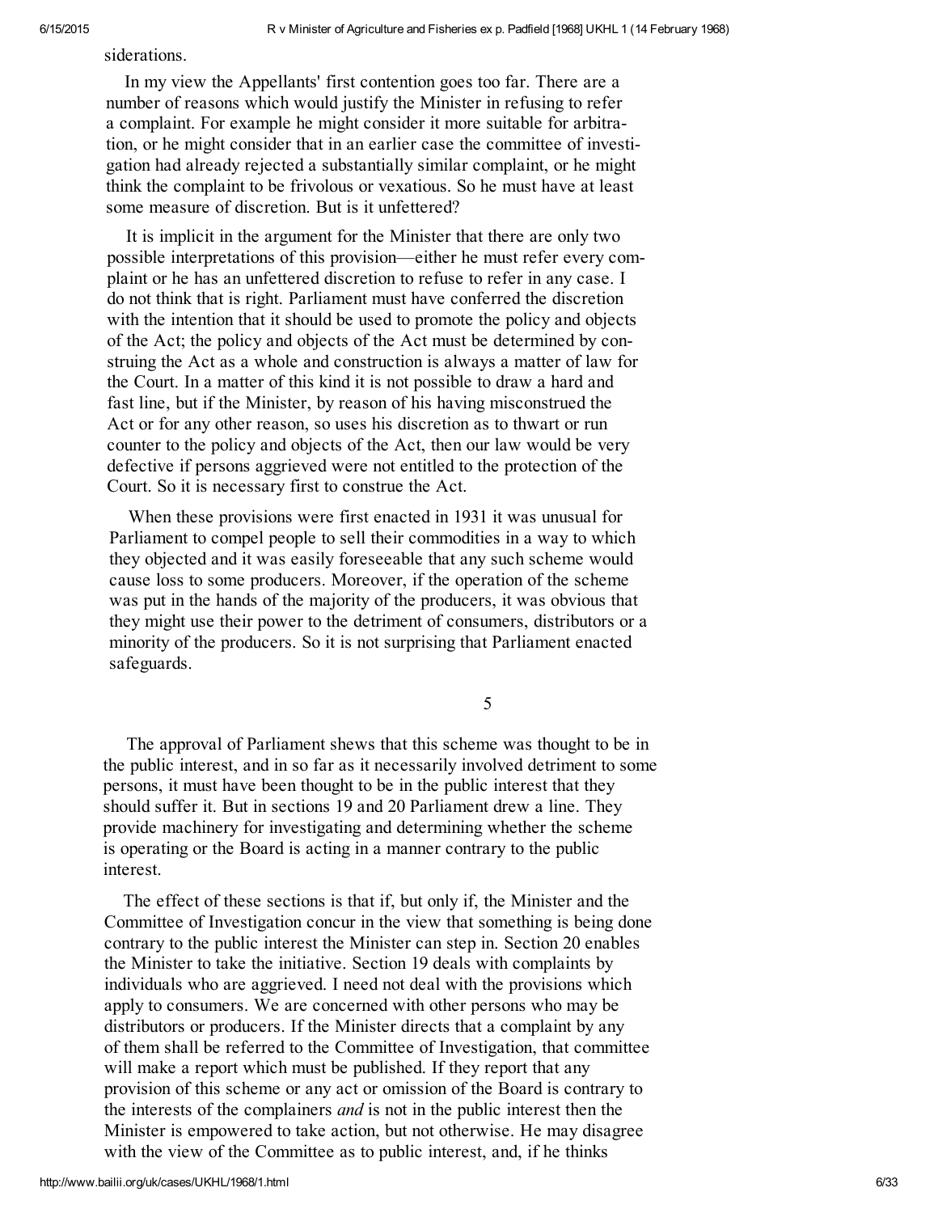siderations.

In my view the Appellants' first contention goes too far. There are a number of reasons which would justify the Minister in refusing to refer a complaint. For example he might consider it more suitable for arbitration, or he might consider that in an earlier case the committee of investigation had already rejected a substantially similar complaint, or he might think the complaint to be frivolous or vexatious. So he must have at least some measure of discretion. But is it unfettered?

It is implicit in the argument for the Minister that there are only two possible interpretations of this provision—either he must refer every complaint or he has an unfettered discretion to refuse to refer in any case. I do not think that is right. Parliament must have conferred the discretion with the intention that it should be used to promote the policy and objects of the Act; the policy and objects of the Act must be determined by construing the Act as a whole and construction is always a matter of law for the Court. In a matter of this kind it is not possible to draw a hard and fast line, but if the Minister, by reason of his having misconstrued the Act or for any other reason, so uses his discretion as to thwart or run counter to the policy and objects of the Act, then our law would be very defective if persons aggrieved were not entitled to the protection of the Court. So it is necessary first to construe the Act.

When these provisions were first enacted in 1931 it was unusual for Parliament to compel people to sell their commodities in a way to which they objected and it was easily foreseeable that any such scheme would cause loss to some producers. Moreover, if the operation of the scheme was put in the hands of the majority of the producers, it was obvious that they might use their power to the detriment of consumers, distributors or a minority of the producers. So it is not surprising that Parliament enacted safeguards.

5

The approval of Parliament shews that this scheme was thought to be in the public interest, and in so far as it necessarily involved detriment to some persons, it must have been thought to be in the public interest that they should suffer it. But in sections 19 and 20 Parliament drew a line. They provide machinery for investigating and determining whether the scheme is operating or the Board is acting in a manner contrary to the public interest.

The effect of these sections is that if, but only if, the Minister and the Committee of Investigation concur in the view that something is being done contrary to the public interest the Minister can step in. Section 20 enables the Minister to take the initiative. Section 19 deals with complaints by individuals who are aggrieved. I need not deal with the provisions which apply to consumers. We are concerned with other persons who may be distributors or producers. If the Minister directs that a complaint by any of them shall be referred to the Committee of Investigation, that committee will make a report which must be published. If they report that any provision of this scheme or any act or omission of the Board is contrary to the interests of the complainers *and* is not in the public interest then the Minister is empowered to take action, but not otherwise. He may disagree with the view of the Committee as to public interest, and, if he thinks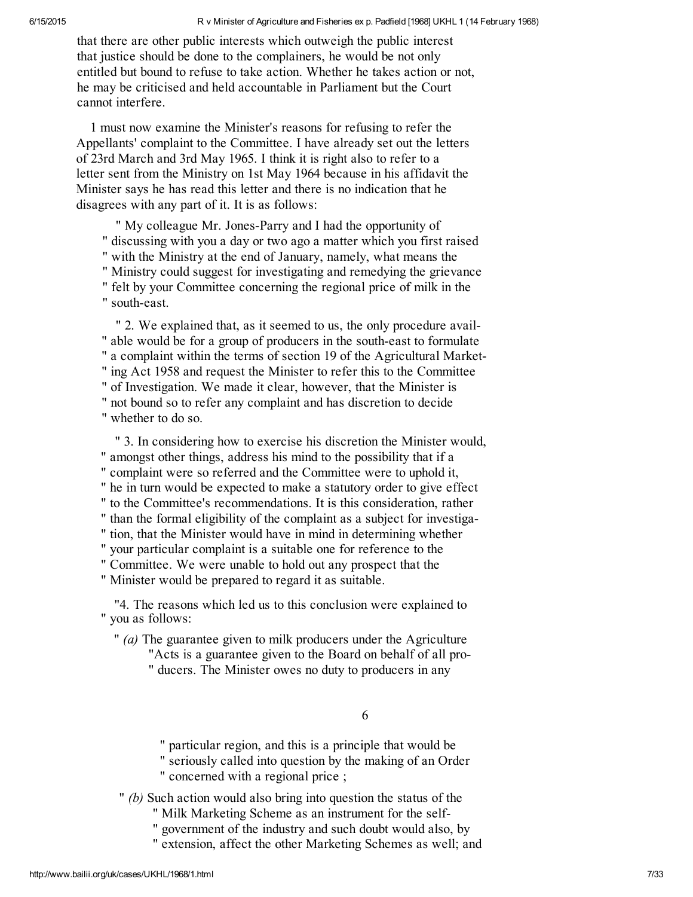that there are other public interests which outweigh the public interest that justice should be done to the complainers, he would be not only entitled but bound to refuse to take action. Whether he takes action or not, he may be criticised and held accountable in Parliament but the Court cannot interfere.

1 must now examine the Minister's reasons for refusing to refer the Appellants' complaint to the Committee. I have already set out the letters of 23rd March and 3rd May 1965. I think it is right also to refer to a letter sent from the Ministry on 1st May 1964 because in his affidavit the Minister says he has read this letter and there is no indication that he disagrees with any part of it. It is as follows:

> " My colleague Mr. Jones-Parry and I had the opportunity of " discussing with you a day or two ago a matter which you first raised " with the Ministry at the end of January, namely, what means the " Ministry could suggest for investigating and remedying the grievance " felt by your Committee concerning the regional price of milk in the " south-east.
>
> " 2. We explained that, as it seemed to us, the only procedure avail- " able would be for a group of producers in the south-east to formulate " a complaint within the terms of section 19 of the Agricultural Market- " ing Act 1958 and request the Minister to refer this to the Committee " of Investigation. We made it clear, however, that the Minister is " not bound so to refer any complaint and has discretion to decide " whether to do so.
>
> " 3. In considering how to exercise his discretion the Minister would, " amongst other things, address his mind to the possibility that if a " complaint were so referred and the Committee were to uphold it, " he in turn would be expected to make a statutory order to give effect " to the Committee's recommendations. It is this consideration, rather " than the formal eligibility of the complaint as a subject for investiga- " tion, that the Minister would have in mind in determining whether " your particular complaint is a suitable one for reference to the " Committee. We were unable to hold out any prospect that the " Minister would be prepared to regard it as suitable.
>
> "4. The reasons which led us to this conclusion were explained to " you as follows:
>
> " *(a)* The guarantee given to milk producers under the Agriculture "Acts is a guarantee given to the Board on behalf of all pro- " ducers. The Minister owes no duty to producers in any " particular region, and this is a principle that would be " seriously called into question by the making of an Order " concerned with a regional price ;
>
> " *(b)* Such action would also bring into question the status of the " Milk Marketing Scheme as an instrument for the self- " government of the industry and such doubt would also, by " extension, affect the other Marketing Schemes as well; and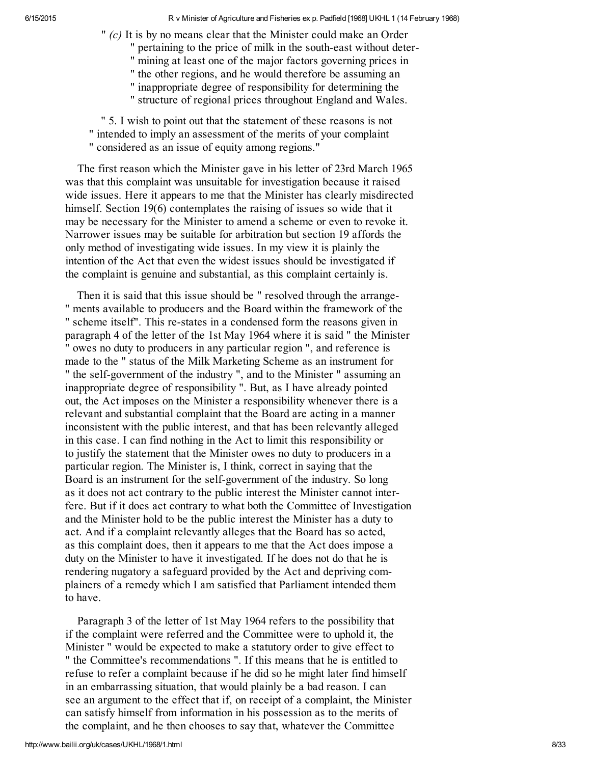" *(c)* It is by no means clear that the Minister could make an Order " pertaining to the price of milk in the south-east without determining at least one of the major factors governing prices in " the other regions, and he would therefore be assuming an " inappropriate degree of responsibility for determining the " structure of regional prices throughout England and Wales.

" 5. I wish to point out that the statement of these reasons is not " intended to imply an assessment of the merits of your complaint " considered as an issue of equity among regions."

The first reason which the Minister gave in his letter of 23rd March 1965 was that this complaint was unsuitable for investigation because it raised wide issues. Here it appears to me that the Minister has clearly misdirected himself. Section 19(6) contemplates the raising of issues so wide that it may be necessary for the Minister to amend a scheme or even to revoke it. Narrower issues may be suitable for arbitration but section 19 affords the only method of investigating wide issues. In my view it is plainly the intention of the Act that even the widest issues should be investigated if the complaint is genuine and substantial, as this complaint certainly is.

Then it is said that this issue should be " resolved through the arrange- " ments available to producers and the Board within the framework of the " scheme itself". This re-states in a condensed form the reasons given in paragraph 4 of the letter of the 1st May 1964 where it is said " the Minister " owes no duty to producers in any particular region ", and reference is made to the " status of the Milk Marketing Scheme as an instrument for " the self-government of the industry ", and to the Minister " assuming an inappropriate degree of responsibility ". But, as I have already pointed out, the Act imposes on the Minister a responsibility whenever there is a relevant and substantial complaint that the Board are acting in a manner inconsistent with the public interest, and that has been relevantly alleged in this case. I can find nothing in the Act to limit this responsibility or to justify the statement that the Minister owes no duty to producers in a particular region. The Minister is, I think, correct in saying that the Board is an instrument for the self-government of the industry. So long as it does not act contrary to the public interest the Minister cannot interfere. But if it does act contrary to what both the Committee of Investigation and the Minister hold to be the public interest the Minister has a duty to act. And if a complaint relevantly alleges that the Board has so acted, as this complaint does, then it appears to me that the Act does impose a duty on the Minister to have it investigated. If he does not do that he is rendering nugatory a safeguard provided by the Act and depriving complainers of a remedy which I am satisfied that Parliament intended them to have.

Paragraph 3 of the letter of 1st May 1964 refers to the possibility that if the complaint were referred and the Committee were to uphold it, the Minister " would be expected to make a statutory order to give effect to " the Committee's recommendations ". If this means that he is entitled to refuse to refer a complaint because if he did so he might later find himself in an embarrassing situation, that would plainly be a bad reason. I can see an argument to the effect that if, on receipt of a complaint, the Minister can satisfy himself from information in his possession as to the merits of the complaint, and he then chooses to say that, whatever the Committee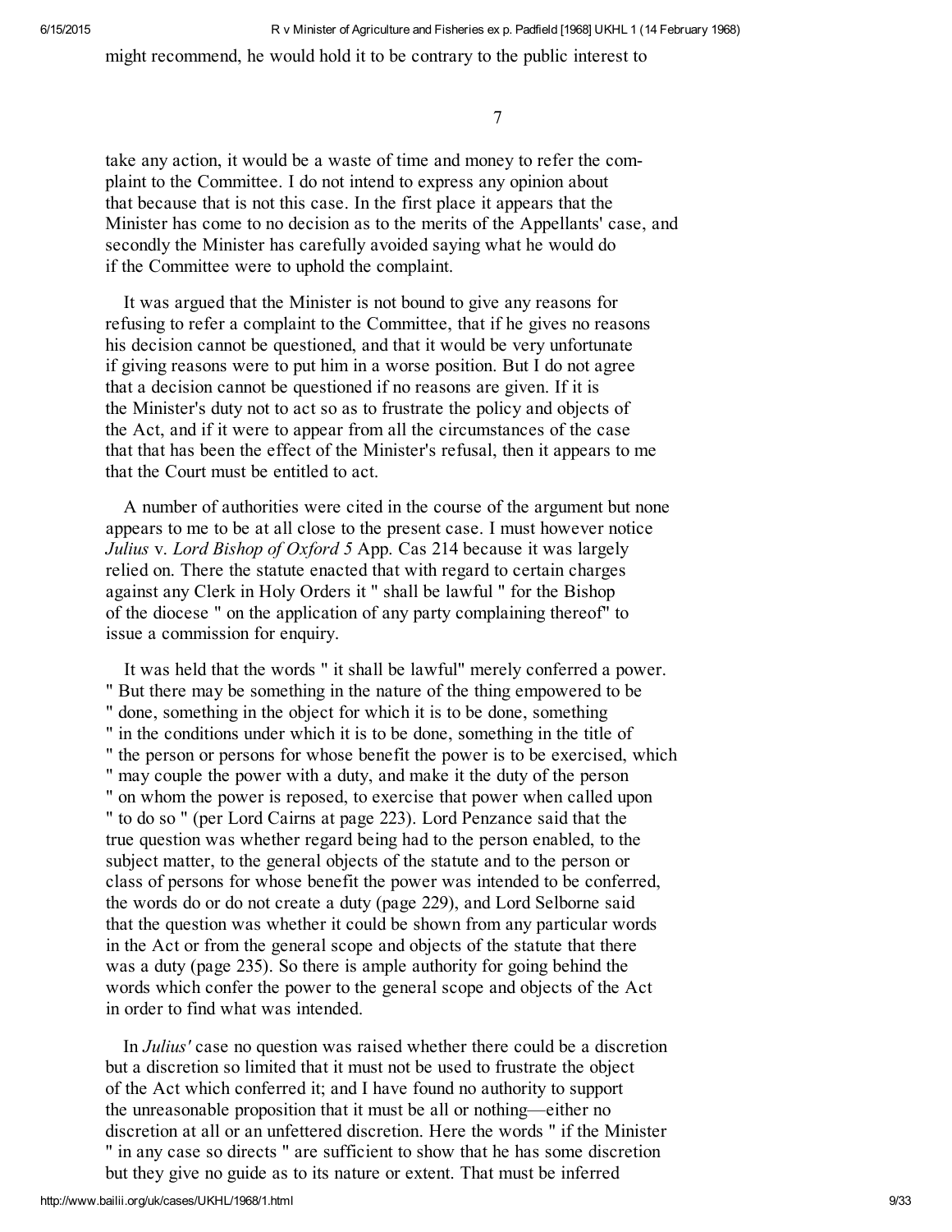might recommend, he would hold it to be contrary to the public interest to

take any action, it would be a waste of time and money to refer the complaint to the Committee. I do not intend to express any opinion about that because that is not this case. In the first place it appears that the Minister has come to no decision as to the merits of the Appellants' case, and secondly the Minister has carefully avoided saying what he would do if the Committee were to uphold the complaint.

It was argued that the Minister is not bound to give any reasons for refusing to refer a complaint to the Committee, that if he gives no reasons his decision cannot be questioned, and that it would be very unfortunate if giving reasons were to put him in a worse position. But I do not agree that a decision cannot be questioned if no reasons are given. If it is the Minister's duty not to act so as to frustrate the policy and objects of the Act, and if it were to appear from all the circumstances of the case that that has been the effect of the Minister's refusal, then it appears to me that the Court must be entitled to act.

A number of authorities were cited in the course of the argument but none appears to me to be at all close to the present case. I must however notice *Julius* v. *Lord Bishop of Oxford 5* App. Cas 214 because it was largely relied on. There the statute enacted that with regard to certain charges against any Clerk in Holy Orders it " shall be lawful " for the Bishop of the diocese " on the application of any party complaining thereof" to issue a commission for enquiry.

It was held that the words " it shall be lawful" merely conferred a power. " But there may be something in the nature of the thing empowered to be " done, something in the object for which it is to be done, something " in the conditions under which it is to be done, something in the title of " the person or persons for whose benefit the power is to be exercised, which " may couple the power with a duty, and make it the duty of the person " on whom the power is reposed, to exercise that power when called upon " to do so " (per Lord Cairns at page 223). Lord Penzance said that the true question was whether regard being had to the person enabled, to the subject matter, to the general objects of the statute and to the person or class of persons for whose benefit the power was intended to be conferred, the words do or do not create a duty (page 229), and Lord Selborne said that the question was whether it could be shown from any particular words in the Act or from the general scope and objects of the statute that there was a duty (page 235). So there is ample authority for going behind the words which confer the power to the general scope and objects of the Act in order to find what was intended.

In *Julius'* case no question was raised whether there could be a discretion but a discretion so limited that it must not be used to frustrate the object of the Act which conferred it; and I have found no authority to support the unreasonable proposition that it must be all or nothing—either no discretion at all or an unfettered discretion. Here the words " if the Minister " in any case so directs " are sufficient to show that he has some discretion but they give no guide as to its nature or extent. That must be inferred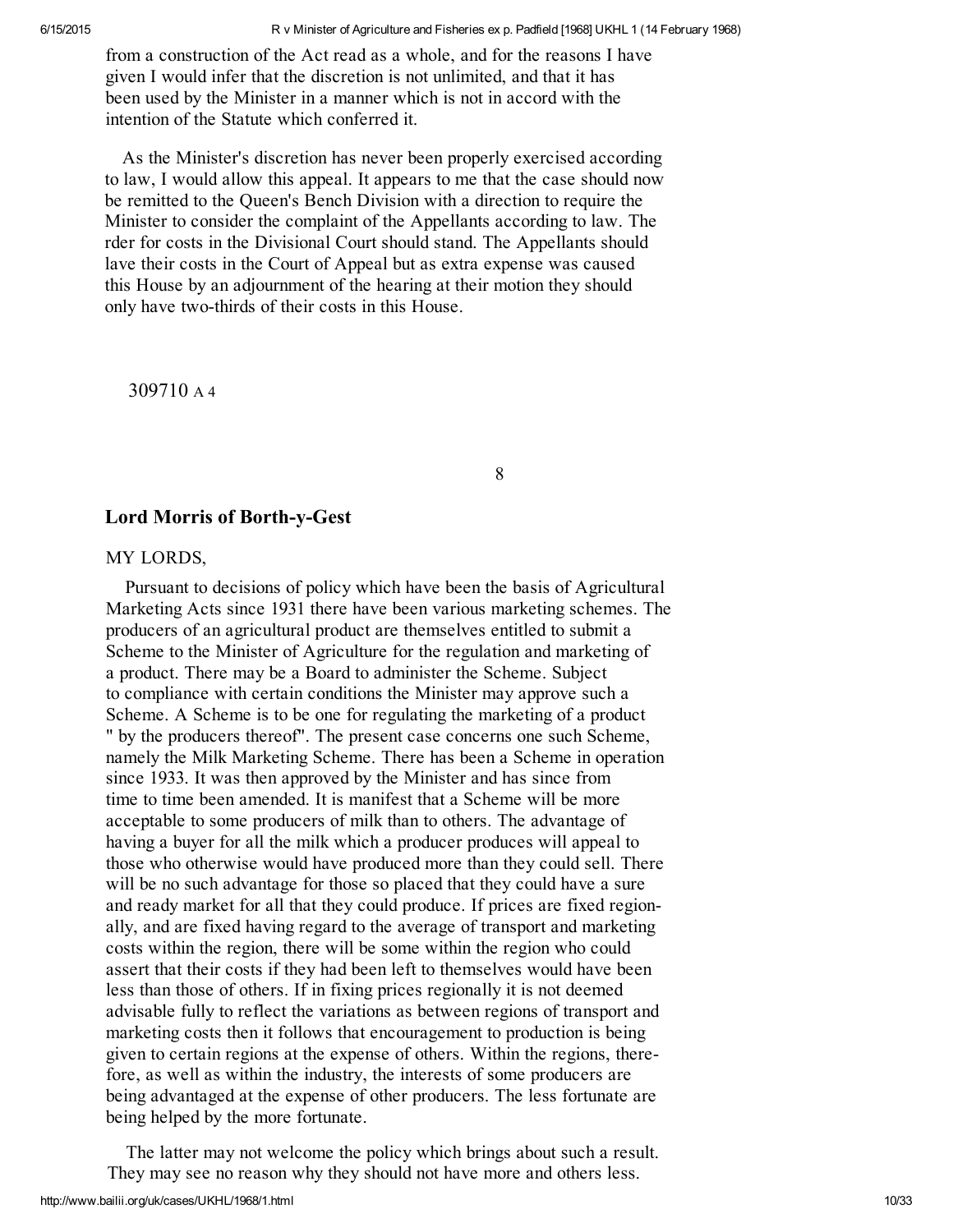from a construction of the Act read as a whole, and for the reasons I have given I would infer that the discretion is not unlimited, and that it has been used by the Minister in a manner which is not in accord with the intention of the Statute which conferred it.

As the Minister's discretion has never been properly exercised according to law, I would allow this appeal. It appears to me that the case should now be remitted to the Queen's Bench Division with a direction to require the Minister to consider the complaint of the Appellants according to law. The rder for costs in the Divisional Court should stand. The Appellants should lave their costs in the Court of Appeal but as extra expense was caused this House by an adjournment of the hearing at their motion they should only have two-thirds of their costs in this House.

309710 A 4

8

## Lord Morris of Borth-y-Gest

MY LORDS,

Pursuant to decisions of policy which have been the basis of Agricultural Marketing Acts since 1931 there have been various marketing schemes. The producers of an agricultural product are themselves entitled to submit a Scheme to the Minister of Agriculture for the regulation and marketing of a product. There may be a Board to administer the Scheme. Subject to compliance with certain conditions the Minister may approve such a Scheme. A Scheme is to be one for regulating the marketing of a product " by the producers thereof". The present case concerns one such Scheme, namely the Milk Marketing Scheme. There has been a Scheme in operation since 1933. It was then approved by the Minister and has since from time to time been amended. It is manifest that a Scheme will be more acceptable to some producers of milk than to others. The advantage of having a buyer for all the milk which a producer produces will appeal to those who otherwise would have produced more than they could sell. There will be no such advantage for those so placed that they could have a sure and ready market for all that they could produce. If prices are fixed regionally, and are fixed having regard to the average of transport and marketing costs within the region, there will be some within the region who could assert that their costs if they had been left to themselves would have been less than those of others. If in fixing prices regionally it is not deemed advisable fully to reflect the variations as between regions of transport and marketing costs then it follows that encouragement to production is being given to certain regions at the expense of others. Within the regions, therefore, as well as within the industry, the interests of some producers are being advantaged at the expense of other producers. The less fortunate are being helped by the more fortunate.

The latter may not welcome the policy which brings about such a result. They may see no reason why they should not have more and others less.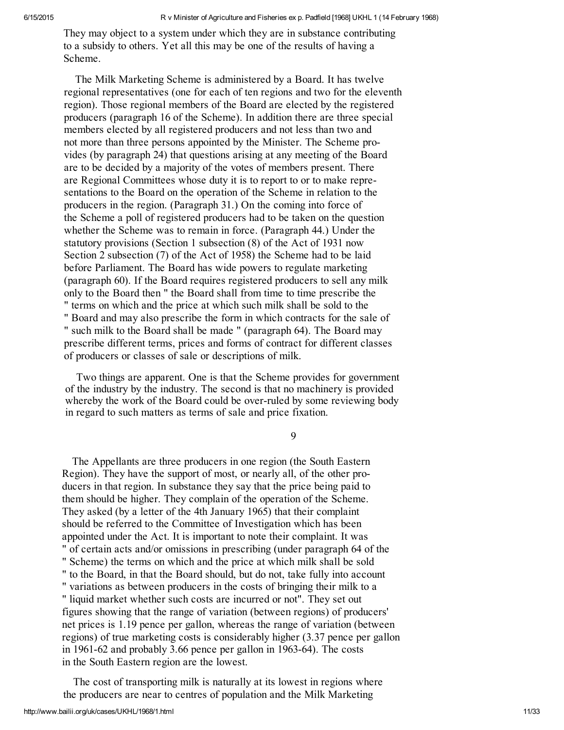They may object to a system under which they are in substance contributing to a subsidy to others. Yet all this may be one of the results of having a Scheme.

The Milk Marketing Scheme is administered by a Board. It has twelve regional representatives (one for each of ten regions and two for the eleventh region). Those regional members of the Board are elected by the registered producers (paragraph 16 of the Scheme). In addition there are three special members elected by all registered producers and not less than two and not more than three persons appointed by the Minister. The Scheme provides (by paragraph 24) that questions arising at any meeting of the Board are to be decided by a majority of the votes of members present. There are Regional Committees whose duty it is to report to or to make representations to the Board on the operation of the Scheme in relation to the producers in the region. (Paragraph 31.) On the coming into force of the Scheme a poll of registered producers had to be taken on the question whether the Scheme was to remain in force. (Paragraph 44.) Under the statutory provisions (Section 1 subsection (8) of the Act of 1931 now Section 2 subsection (7) of the Act of 1958) the Scheme had to be laid before Parliament. The Board has wide powers to regulate marketing (paragraph 60). If the Board requires registered producers to sell any milk only to the Board then " the Board shall from time to time prescribe the " terms on which and the price at which such milk shall be sold to the " Board and may also prescribe the form in which contracts for the sale of " such milk to the Board shall be made " (paragraph 64). The Board may prescribe different terms, prices and forms of contract for different classes of producers or classes of sale or descriptions of milk.

Two things are apparent. One is that the Scheme provides for government of the industry by the industry. The second is that no machinery is provided whereby the work of the Board could be over-ruled by some reviewing body in regard to such matters as terms of sale and price fixation.

9

The Appellants are three producers in one region (the South Eastern Region). They have the support of most, or nearly all, of the other producers in that region. In substance they say that the price being paid to them should be higher. They complain of the operation of the Scheme. They asked (by a letter of the 4th January 1965) that their complaint should be referred to the Committee of Investigation which has been appointed under the Act. It is important to note their complaint. It was " of certain acts and/or omissions in prescribing (under paragraph 64 of the " Scheme) the terms on which and the price at which milk shall be sold " to the Board, in that the Board should, but do not, take fully into account " variations as between producers in the costs of bringing their milk to a " liquid market whether such costs are incurred or not". They set out figures showing that the range of variation (between regions) of producers' net prices is 1.19 pence per gallon, whereas the range of variation (between regions) of true marketing costs is considerably higher (3.37 pence per gallon in 1961-62 and probably 3.66 pence per gallon in 1963-64). The costs in the South Eastern region are the lowest.

The cost of transporting milk is naturally at its lowest in regions where the producers are near to centres of population and the Milk Marketing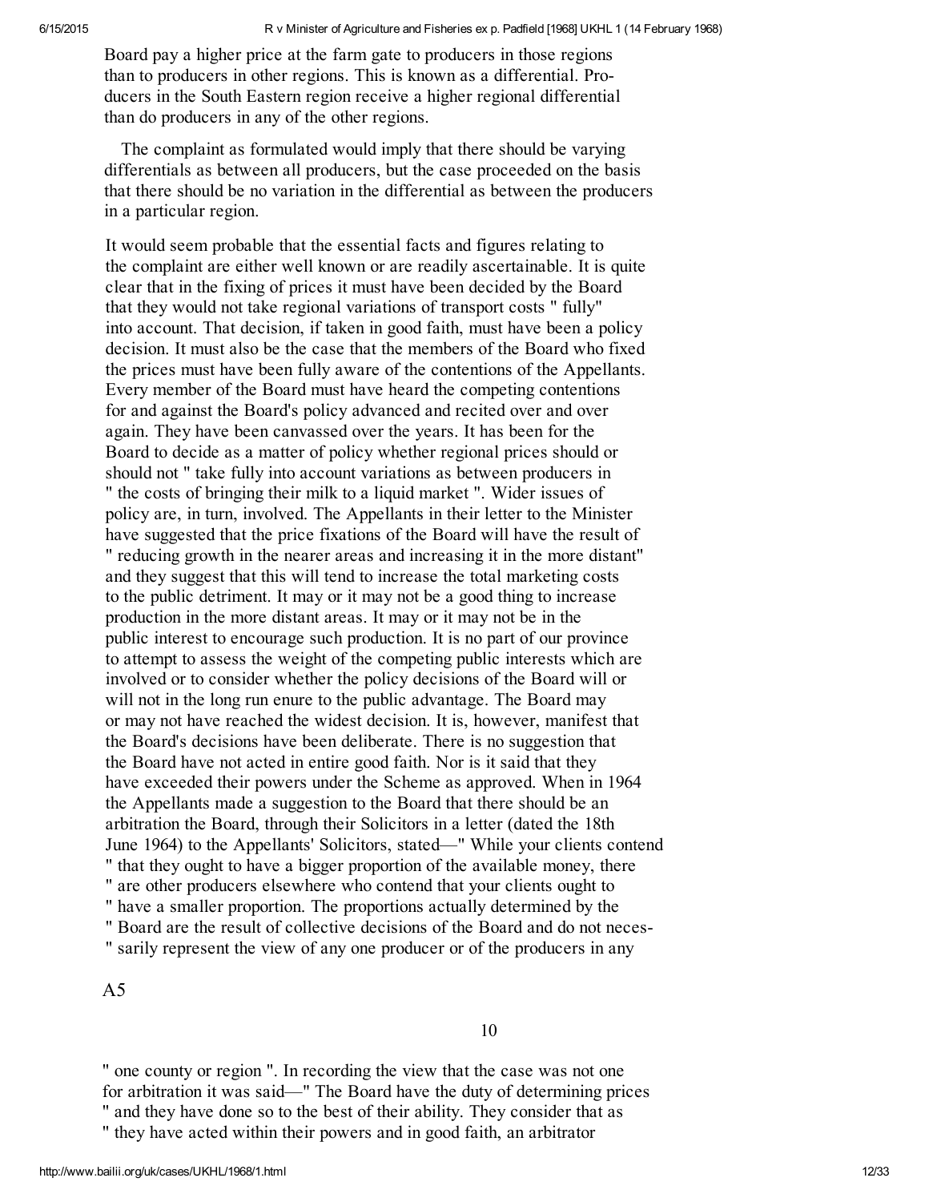Board pay a higher price at the farm gate to producers in those regions than to producers in other regions. This is known as a differential. Producers in the South Eastern region receive a higher regional differential than do producers in any of the other regions.

The complaint as formulated would imply that there should be varying differentials as between all producers, but the case proceeded on the basis that there should be no variation in the differential as between the producers in a particular region.

It would seem probable that the essential facts and figures relating to the complaint are either well known or are readily ascertainable. It is quite clear that in the fixing of prices it must have been decided by the Board that they would not take regional variations of transport costs " fully" into account. That decision, if taken in good faith, must have been a policy decision. It must also be the case that the members of the Board who fixed the prices must have been fully aware of the contentions of the Appellants. Every member of the Board must have heard the competing contentions for and against the Board's policy advanced and recited over and over again. They have been canvassed over the years. It has been for the Board to decide as a matter of policy whether regional prices should or should not " take fully into account variations as between producers in " the costs of bringing their milk to a liquid market ". Wider issues of policy are, in turn, involved. The Appellants in their letter to the Minister have suggested that the price fixations of the Board will have the result of " reducing growth in the nearer areas and increasing it in the more distant" and they suggest that this will tend to increase the total marketing costs to the public detriment. It may or it may not be a good thing to increase production in the more distant areas. It may or it may not be in the public interest to encourage such production. It is no part of our province to attempt to assess the weight of the competing public interests which are involved or to consider whether the policy decisions of the Board will or will not in the long run enure to the public advantage. The Board may or may not have reached the widest decision. It is, however, manifest that the Board's decisions have been deliberate. There is no suggestion that the Board have not acted in entire good faith. Nor is it said that they have exceeded their powers under the Scheme as approved. When in 1964 the Appellants made a suggestion to the Board that there should be an arbitration the Board, through their Solicitors in a letter (dated the 18th June 1964) to the Appellants' Solicitors, stated—" While your clients contend " that they ought to have a bigger proportion of the available money, there " are other producers elsewhere who contend that your clients ought to " have a smaller proportion. The proportions actually determined by the " Board are the result of collective decisions of the Board and do not necessarily represent the view of any one producer or of the producers in any " one county or region ". In recording the view that the case was not one for arbitration it was said—" The Board have the duty of determining prices " and they have done so to the best of their ability. They consider that as " they have acted within their powers and in good faith, an arbitrator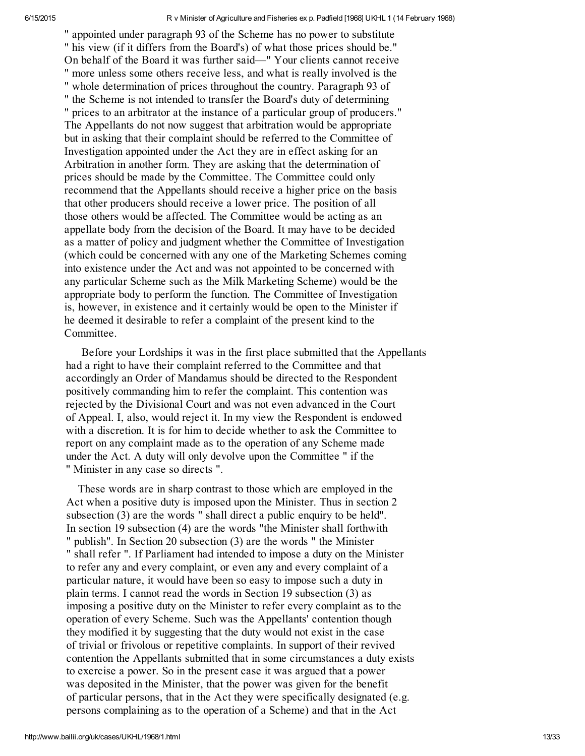" appointed under paragraph 93 of the Scheme has no power to substitute " his view (if it differs from the Board's) of what those prices should be." On behalf of the Board it was further said—" Your clients cannot receive " more unless some others receive less, and what is really involved is the " whole determination of prices throughout the country. Paragraph 93 of " the Scheme is not intended to transfer the Board's duty of determining " prices to an arbitrator at the instance of a particular group of producers." The Appellants do not now suggest that arbitration would be appropriate but in asking that their complaint should be referred to the Committee of Investigation appointed under the Act they are in effect asking for an Arbitration in another form. They are asking that the determination of prices should be made by the Committee. The Committee could only recommend that the Appellants should receive a higher price on the basis that other producers should receive a lower price. The position of all those others would be affected. The Committee would be acting as an appellate body from the decision of the Board. It may have to be decided as a matter of policy and judgment whether the Committee of Investigation (which could be concerned with any one of the Marketing Schemes coming into existence under the Act and was not appointed to be concerned with any particular Scheme such as the Milk Marketing Scheme) would be the appropriate body to perform the function. The Committee of Investigation is, however, in existence and it certainly would be open to the Minister if he deemed it desirable to refer a complaint of the present kind to the Committee.

Before your Lordships it was in the first place submitted that the Appellants had a right to have their complaint referred to the Committee and that accordingly an Order of Mandamus should be directed to the Respondent positively commanding him to refer the complaint. This contention was rejected by the Divisional Court and was not even advanced in the Court of Appeal. I, also, would reject it. In my view the Respondent is endowed with a discretion. It is for him to decide whether to ask the Committee to report on any complaint made as to the operation of any Scheme made under the Act. A duty will only devolve upon the Committee " if the " Minister in any case so directs ".

These words are in sharp contrast to those which are employed in the Act when a positive duty is imposed upon the Minister. Thus in section 2 subsection (3) are the words " shall direct a public enquiry to be held". In section 19 subsection (4) are the words "the Minister shall forthwith " publish". In Section 20 subsection (3) are the words " the Minister " shall refer ". If Parliament had intended to impose a duty on the Minister to refer any and every complaint, or even any and every complaint of a particular nature, it would have been so easy to impose such a duty in plain terms. I cannot read the words in Section 19 subsection (3) as imposing a positive duty on the Minister to refer every complaint as to the operation of every Scheme. Such was the Appellants' contention though they modified it by suggesting that the duty would not exist in the case of trivial or frivolous or repetitive complaints. In support of their revived contention the Appellants submitted that in some circumstances a duty exists to exercise a power. So in the present case it was argued that a power was deposited in the Minister, that the power was given for the benefit of particular persons, that in the Act they were specifically designated (e.g. persons complaining as to the operation of a Scheme) and that in the Act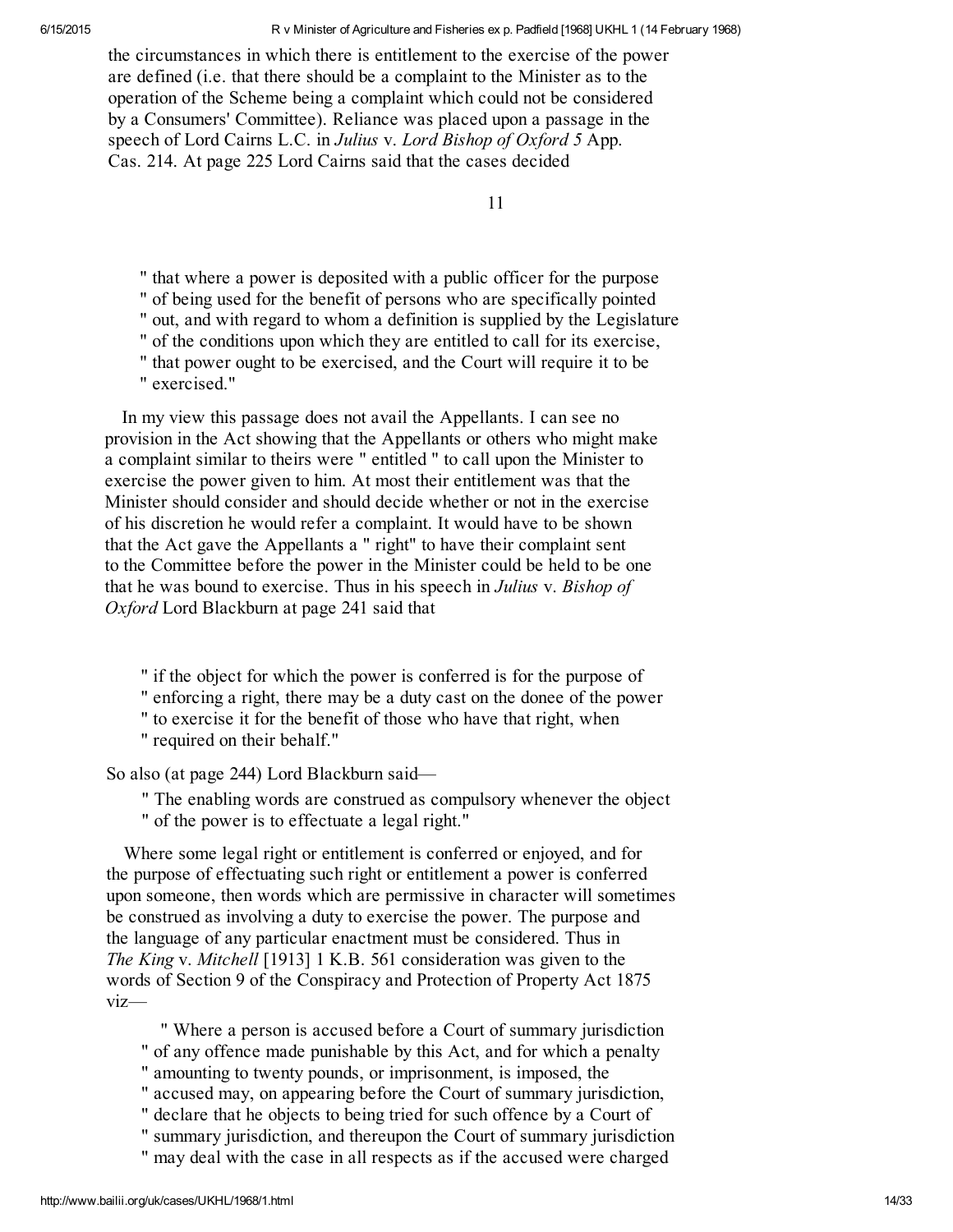the circumstances in which there is entitlement to the exercise of the power are defined (i.e. that there should be a complaint to the Minister as to the operation of the Scheme being a complaint which could not be considered by a Consumers' Committee). Reliance was placed upon a passage in the speech of Lord Cairns L.C. in *Julius* v. *Lord Bishop of Oxford 5* App. Cas. 214. At page 225 Lord Cairns said that the cases decided

11

> " that where a power is deposited with a public officer for the purpose
> " of being used for the benefit of persons who are specifically pointed
> " out, and with regard to whom a definition is supplied by the Legislature
> " of the conditions upon which they are entitled to call for its exercise,
> " that power ought to be exercised, and the Court will require it to be
> " exercised."

In my view this passage does not avail the Appellants. I can see no provision in the Act showing that the Appellants or others who might make a complaint similar to theirs were " entitled " to call upon the Minister to exercise the power given to him. At most their entitlement was that the Minister should consider and should decide whether or not in the exercise of his discretion he would refer a complaint. It would have to be shown that the Act gave the Appellants a " right" to have their complaint sent to the Committee before the power in the Minister could be held to be one that he was bound to exercise. Thus in his speech in *Julius* v. *Bishop of Oxford* Lord Blackburn at page 241 said that

> " if the object for which the power is conferred is for the purpose of
> " enforcing a right, there may be a duty cast on the donee of the power
> " to exercise it for the benefit of those who have that right, when
> " required on their behalf."

So also (at page 244) Lord Blackburn said—

> " The enabling words are construed as compulsory whenever the object
> " of the power is to effectuate a legal right."

Where some legal right or entitlement is conferred or enjoyed, and for the purpose of effectuating such right or entitlement a power is conferred upon someone, then words which are permissive in character will sometimes be construed as involving a duty to exercise the power. The purpose and the language of any particular enactment must be considered. Thus in *The King* v. *Mitchell* [1913] 1 K.B. 561 consideration was given to the words of Section 9 of the Conspiracy and Protection of Property Act 1875 viz—

> " Where a person is accused before a Court of summary jurisdiction
> " of any offence made punishable by this Act, and for which a penalty
> " amounting to twenty pounds, or imprisonment, is imposed, the
> " accused may, on appearing before the Court of summary jurisdiction,
> " declare that he objects to being tried for such offence by a Court of
> " summary jurisdiction, and thereupon the Court of summary jurisdiction
> " may deal with the case in all respects as if the accused were charged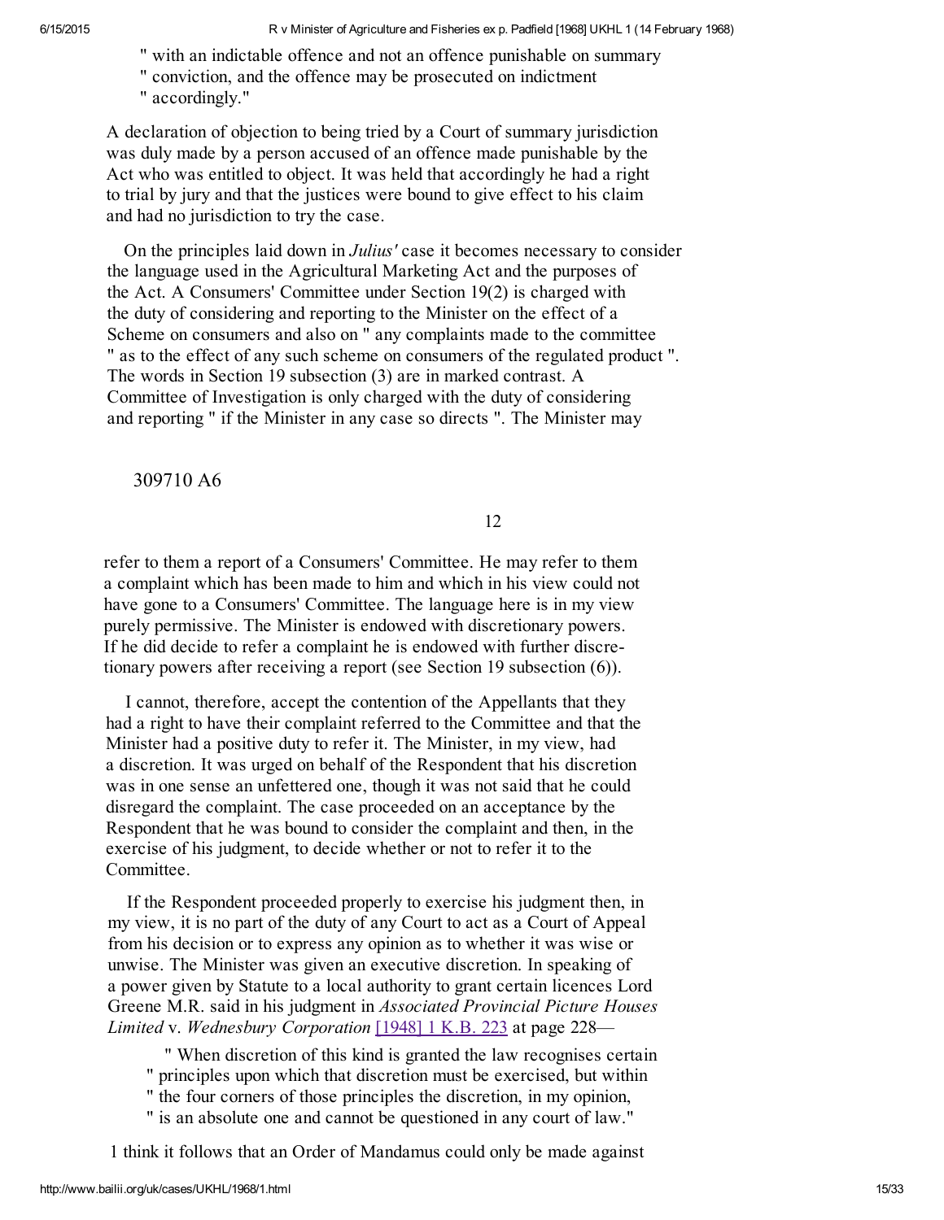" with an indictable offence and not an offence punishable on summary
" conviction, and the offence may be prosecuted on indictment
" accordingly."

A declaration of objection to being tried by a Court of summary jurisdiction was duly made by a person accused of an offence made punishable by the Act who was entitled to object. It was held that accordingly he had a right to trial by jury and that the justices were bound to give effect to his claim and had no jurisdiction to try the case.

On the principles laid down in *Julius'* case it becomes necessary to consider the language used in the Agricultural Marketing Act and the purposes of the Act. A Consumers' Committee under Section 19(2) is charged with the duty of considering and reporting to the Minister on the effect of a Scheme on consumers and also on " any complaints made to the committee " as to the effect of any such scheme on consumers of the regulated product ". The words in Section 19 subsection (3) are in marked contrast. A Committee of Investigation is only charged with the duty of considering and reporting " if the Minister in any case so directs ". The Minister may

309710 A6

refer to them a report of a Consumers' Committee. He may refer to them a complaint which has been made to him and which in his view could not have gone to a Consumers' Committee. The language here is in my view purely permissive. The Minister is endowed with discretionary powers. If he did decide to refer a complaint he is endowed with further discretionary powers after receiving a report (see Section 19 subsection (6)).

I cannot, therefore, accept the contention of the Appellants that they had a right to have their complaint referred to the Committee and that the Minister had a positive duty to refer it. The Minister, in my view, had a discretion. It was urged on behalf of the Respondent that his discretion was in one sense an unfettered one, though it was not said that he could disregard the complaint. The case proceeded on an acceptance by the Respondent that he was bound to consider the complaint and then, in the exercise of his judgment, to decide whether or not to refer it to the Committee.

If the Respondent proceeded properly to exercise his judgment then, in my view, it is no part of the duty of any Court to act as a Court of Appeal from his decision or to express any opinion as to whether it was wise or unwise. The Minister was given an executive discretion. In speaking of a power given by Statute to a local authority to grant certain licences Lord Greene M.R. said in his judgment in *Associated Provincial Picture Houses Limited* v. *Wednesbury Corporation* [1948] 1 K.B. 223 at page 228—

> " When discretion of this kind is granted the law recognises certain
> " principles upon which that discretion must be exercised, but within
> " the four corners of those principles the discretion, in my opinion,
> " is an absolute one and cannot be questioned in any court of law."

I think it follows that an Order of Mandamus could only be made against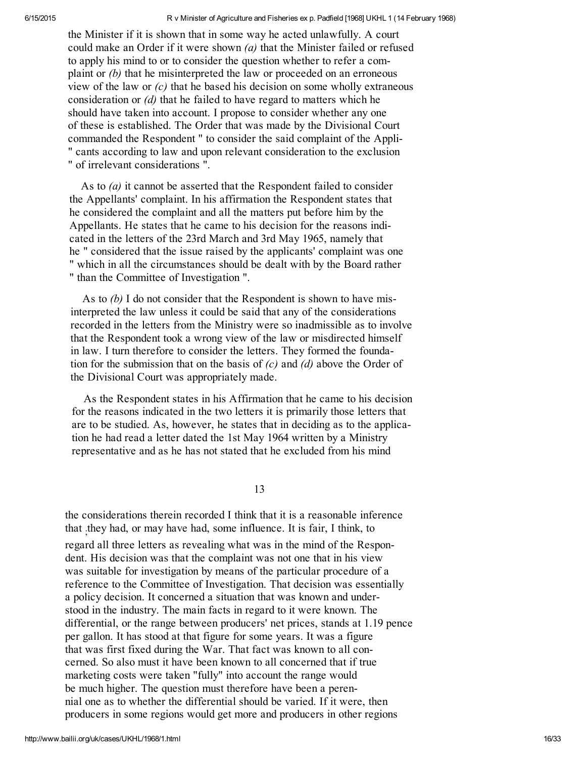the Minister if it is shown that in some way he acted unlawfully. A court could make an Order if it were shown *(a)* that the Minister failed or refused to apply his mind to or to consider the question whether to refer a complaint or *(b)* that he misinterpreted the law or proceeded on an erroneous view of the law or *(c)* that he based his decision on some wholly extraneous consideration or *(d)* that he failed to have regard to matters which he should have taken into account. I propose to consider whether any one of these is established. The Order that was made by the Divisional Court commanded the Respondent " to consider the said complaint of the Applicants according to law and upon relevant consideration to the exclusion of irrelevant considerations ".

As to *(a)* it cannot be asserted that the Respondent failed to consider the Appellants' complaint. In his affirmation the Respondent states that he considered the complaint and all the matters put before him by the Appellants. He states that he came to his decision for the reasons indicated in the letters of the 23rd March and 3rd May 1965, namely that he " considered that the issue raised by the applicants' complaint was one which in all the circumstances should be dealt with by the Board rather than the Committee of Investigation ".

As to *(b)* I do not consider that the Respondent is shown to have misinterpreted the law unless it could be said that any of the considerations recorded in the letters from the Ministry were so inadmissible as to involve that the Respondent took a wrong view of the law or misdirected himself in law. I turn therefore to consider the letters. They formed the foundation for the submission that on the basis of *(c)* and *(d)* above the Order of the Divisional Court was appropriately made.

As the Respondent states in his Affirmation that he came to his decision for the reasons indicated in the two letters it is primarily those letters that are to be studied. As, however, he states that in deciding as to the application he had read a letter dated the 1st May 1964 written by a Ministry representative and as he has not stated that he excluded from his mind the considerations therein recorded I think that it is a reasonable inference that they had, or may have had, some influence. It is fair, I think, to regard all three letters as revealing what was in the mind of the Respondent. His decision was that the complaint was not one that in his view was suitable for investigation by means of the particular procedure of a reference to the Committee of Investigation. That decision was essentially a policy decision. It concerned a situation that was known and understood in the industry. The main facts in regard to it were known. The differential, or the range between producers' net prices, stands at 1.19 pence per gallon. It has stood at that figure for some years. It was a figure that was first fixed during the War. That fact was known to all concerned. So also must it have been known to all concerned that if true marketing costs were taken "fully" into account the range would be much higher. The question must therefore have been a perennial one as to whether the differential should be varied. If it were, then producers in some regions would get more and producers in other regions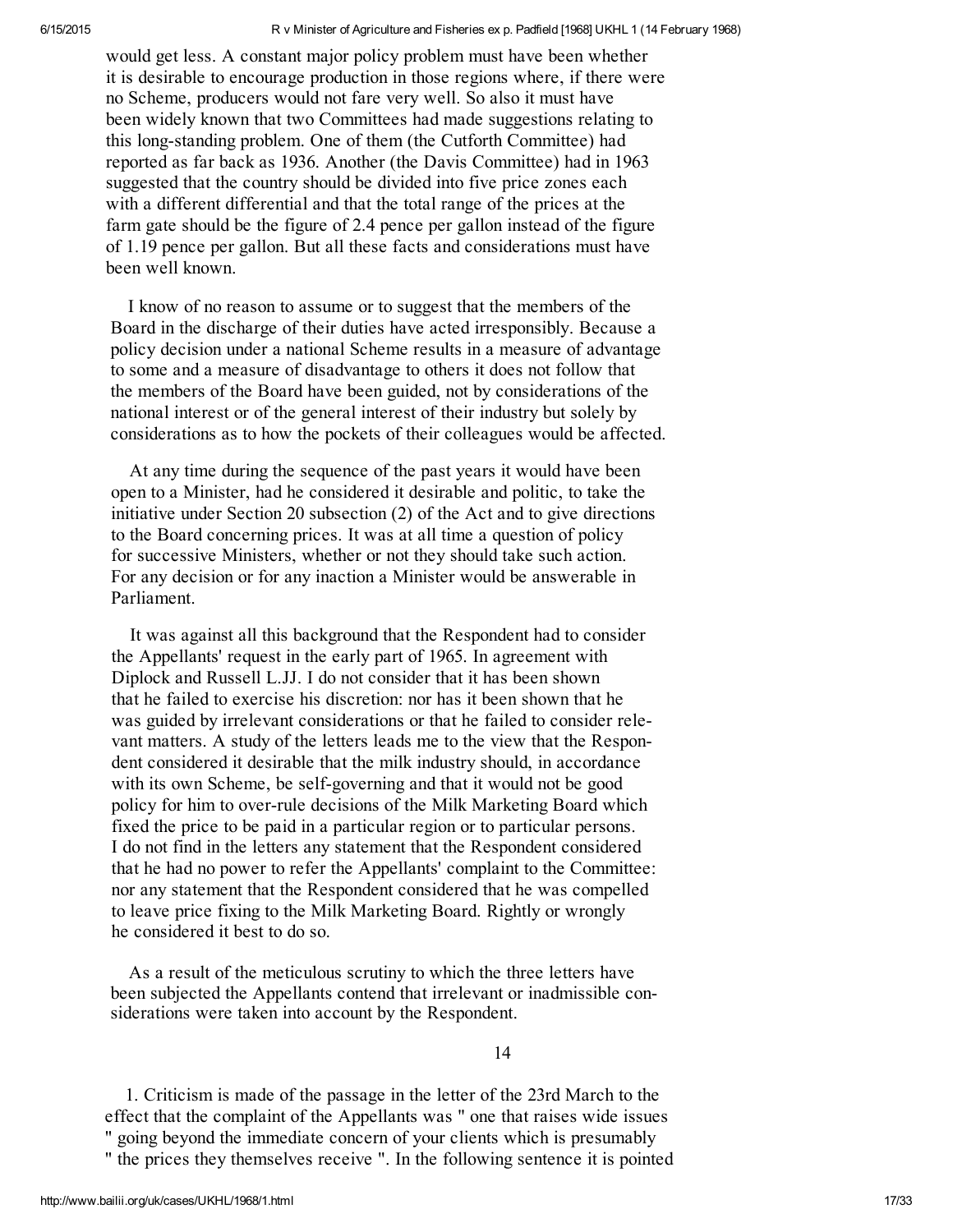would get less. A constant major policy problem must have been whether it is desirable to encourage production in those regions where, if there were no Scheme, producers would not fare very well. So also it must have been widely known that two Committees had made suggestions relating to this long-standing problem. One of them (the Cutforth Committee) had reported as far back as 1936. Another (the Davis Committee) had in 1963 suggested that the country should be divided into five price zones each with a different differential and that the total range of the prices at the farm gate should be the figure of 2.4 pence per gallon instead of the figure of 1.19 pence per gallon. But all these facts and considerations must have been well known.

I know of no reason to assume or to suggest that the members of the Board in the discharge of their duties have acted irresponsibly. Because a policy decision under a national Scheme results in a measure of advantage to some and a measure of disadvantage to others it does not follow that the members of the Board have been guided, not by considerations of the national interest or of the general interest of their industry but solely by considerations as to how the pockets of their colleagues would be affected.

At any time during the sequence of the past years it would have been open to a Minister, had he considered it desirable and politic, to take the initiative under Section 20 subsection (2) of the Act and to give directions to the Board concerning prices. It was at all time a question of policy for successive Ministers, whether or not they should take such action. For any decision or for any inaction a Minister would be answerable in Parliament.

It was against all this background that the Respondent had to consider the Appellants' request in the early part of 1965. In agreement with Diplock and Russell L.JJ. I do not consider that it has been shown that he failed to exercise his discretion: nor has it been shown that he was guided by irrelevant considerations or that he failed to consider relevant matters. A study of the letters leads me to the view that the Respondent considered it desirable that the milk industry should, in accordance with its own Scheme, be self-governing and that it would not be good policy for him to over-rule decisions of the Milk Marketing Board which fixed the price to be paid in a particular region or to particular persons. I do not find in the letters any statement that the Respondent considered that he had no power to refer the Appellants' complaint to the Committee: nor any statement that the Respondent considered that he was compelled to leave price fixing to the Milk Marketing Board. Rightly or wrongly he considered it best to do so.

As a result of the meticulous scrutiny to which the three letters have been subjected the Appellants contend that irrelevant or inadmissible considerations were taken into account by the Respondent.

14

1. Criticism is made of the passage in the letter of the 23rd March to the effect that the complaint of the Appellants was " one that raises wide issues " going beyond the immediate concern of your clients which is presumably " the prices they themselves receive ". In the following sentence it is pointed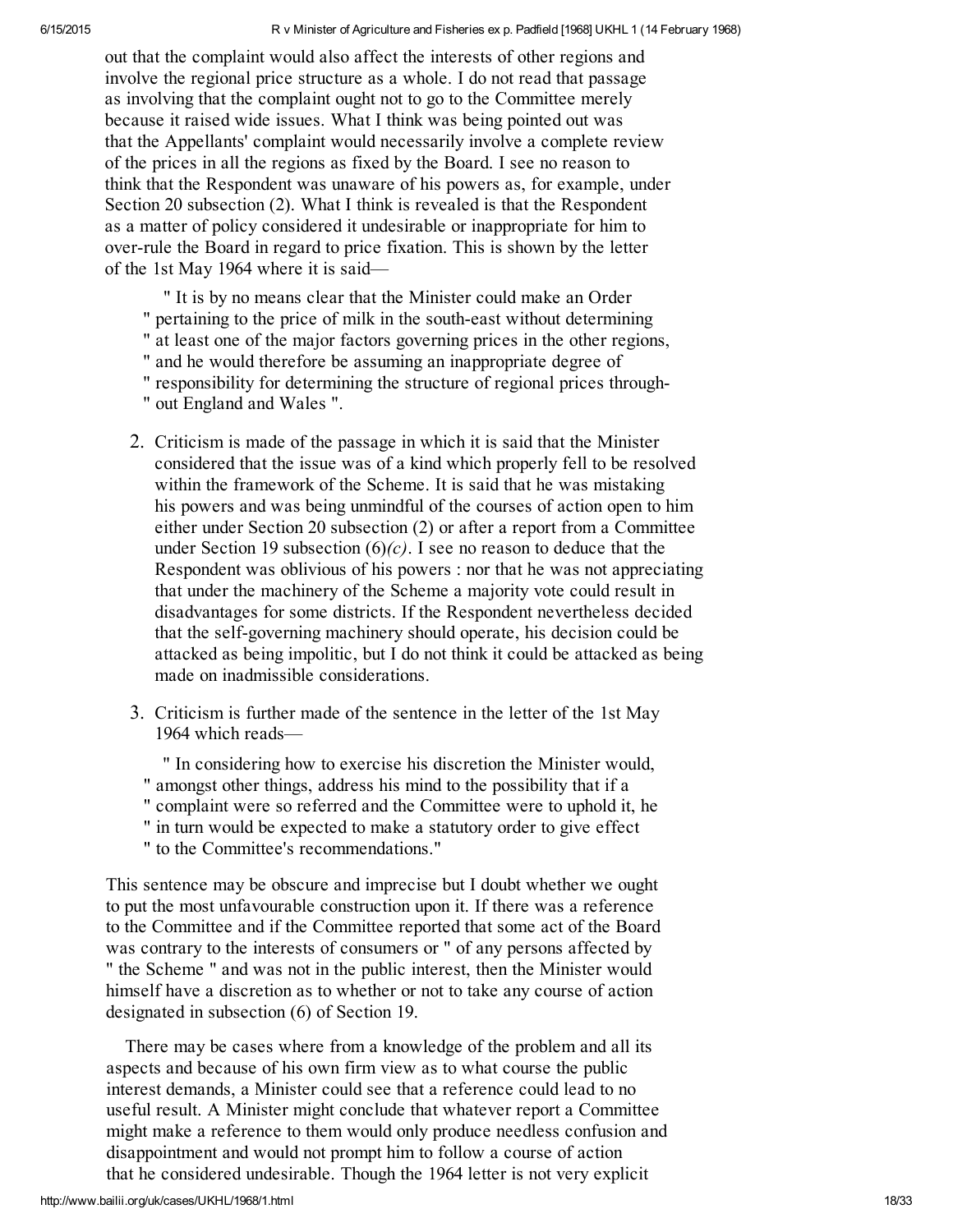out that the complaint would also affect the interests of other regions and involve the regional price structure as a whole. I do not read that passage as involving that the complaint ought not to go to the Committee merely because it raised wide issues. What I think was being pointed out was that the Appellants' complaint would necessarily involve a complete review of the prices in all the regions as fixed by the Board. I see no reason to think that the Respondent was unaware of his powers as, for example, under Section 20 subsection (2). What I think is revealed is that the Respondent as a matter of policy considered it undesirable or inappropriate for him to over-rule the Board in regard to price fixation. This is shown by the letter of the 1st May 1964 where it is said—

> " It is by no means clear that the Minister could make an Order
> " pertaining to the price of milk in the south-east without determining
> " at least one of the major factors governing prices in the other regions,
> " and he would therefore be assuming an inappropriate degree of
> " responsibility for determining the structure of regional prices through-
> " out England and Wales ".

2. Criticism is made of the passage in which it is said that the Minister considered that the issue was of a kind which properly fell to be resolved within the framework of the Scheme. It is said that he was mistaking his powers and was being unmindful of the courses of action open to him either under Section 20 subsection (2) or after a report from a Committee under Section 19 subsection (6)*(c)*. I see no reason to deduce that the Respondent was oblivious of his powers : nor that he was not appreciating that under the machinery of the Scheme a majority vote could result in disadvantages for some districts. If the Respondent nevertheless decided that the self-governing machinery should operate, his decision could be attacked as being impolitic, but I do not think it could be attacked as being made on inadmissible considerations.

3. Criticism is further made of the sentence in the letter of the 1st May 1964 which reads—

> " In considering how to exercise his discretion the Minister would,
> " amongst other things, address his mind to the possibility that if a
> " complaint were so referred and the Committee were to uphold it, he
> " in turn would be expected to make a statutory order to give effect
> " to the Committee's recommendations."

This sentence may be obscure and imprecise but I doubt whether we ought to put the most unfavourable construction upon it. If there was a reference to the Committee and if the Committee reported that some act of the Board was contrary to the interests of consumers or " of any persons affected by " the Scheme " and was not in the public interest, then the Minister would himself have a discretion as to whether or not to take any course of action designated in subsection (6) of Section 19.

There may be cases where from a knowledge of the problem and all its aspects and because of his own firm view as to what course the public interest demands, a Minister could see that a reference could lead to no useful result. A Minister might conclude that whatever report a Committee might make a reference to them would only produce needless confusion and disappointment and would not prompt him to follow a course of action that he considered undesirable. Though the 1964 letter is not very explicit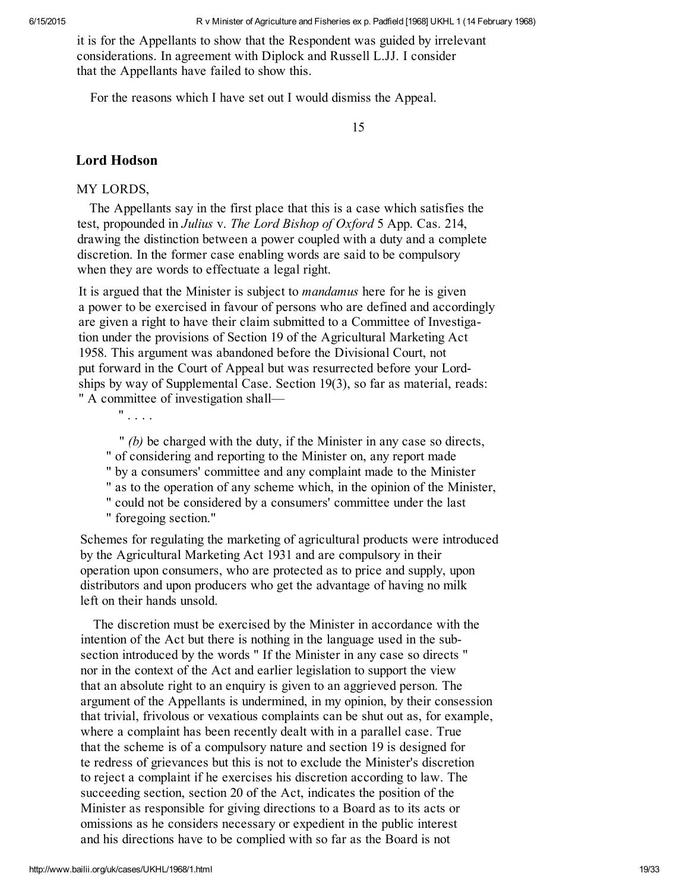it is for the Appellants to show that the Respondent was guided by irrelevant considerations. In agreement with Diplock and Russell L.JJ. I consider that the Appellants have failed to show this.

For the reasons which I have set out I would dismiss the Appeal.

15

## Lord Hodson

MY LORDS,

The Appellants say in the first place that this is a case which satisfies the test, propounded in *Julius* v. *The Lord Bishop of Oxford* 5 App. Cas. 214, drawing the distinction between a power coupled with a duty and a complete discretion. In the former case enabling words are said to be compulsory when they are words to effectuate a legal right.

It is argued that the Minister is subject to *mandamus* here for he is given a power to be exercised in favour of persons who are defined and accordingly are given a right to have their claim submitted to a Committee of Investigation under the provisions of Section 19 of the Agricultural Marketing Act 1958. This argument was abandoned before the Divisional Court, not put forward in the Court of Appeal but was resurrected before your Lordships by way of Supplemental Case. Section 19(3), so far as material, reads: " A committee of investigation shall—

" . . . .

" *(b)* be charged with the duty, if the Minister in any case so directs,
" of considering and reporting to the Minister on, any report made
" by a consumers' committee and any complaint made to the Minister
" as to the operation of any scheme which, in the opinion of the Minister,
" could not be considered by a consumers' committee under the last
" foregoing section."

Schemes for regulating the marketing of agricultural products were introduced by the Agricultural Marketing Act 1931 and are compulsory in their operation upon consumers, who are protected as to price and supply, upon distributors and upon producers who get the advantage of having no milk left on their hands unsold.

The discretion must be exercised by the Minister in accordance with the intention of the Act but there is nothing in the language used in the subsection introduced by the words " If the Minister in any case so directs " nor in the context of the Act and earlier legislation to support the view that an absolute right to an enquiry is given to an aggrieved person. The argument of the Appellants is undermined, in my opinion, by their consession that trivial, frivolous or vexatious complaints can be shut out as, for example, where a complaint has been recently dealt with in a parallel case. True that the scheme is of a compulsory nature and section 19 is designed for te redress of grievances but this is not to exclude the Minister's discretion to reject a complaint if he exercises his discretion according to law. The succeeding section, section 20 of the Act, indicates the position of the Minister as responsible for giving directions to a Board as to its acts or omissions as he considers necessary or expedient in the public interest and his directions have to be complied with so far as the Board is not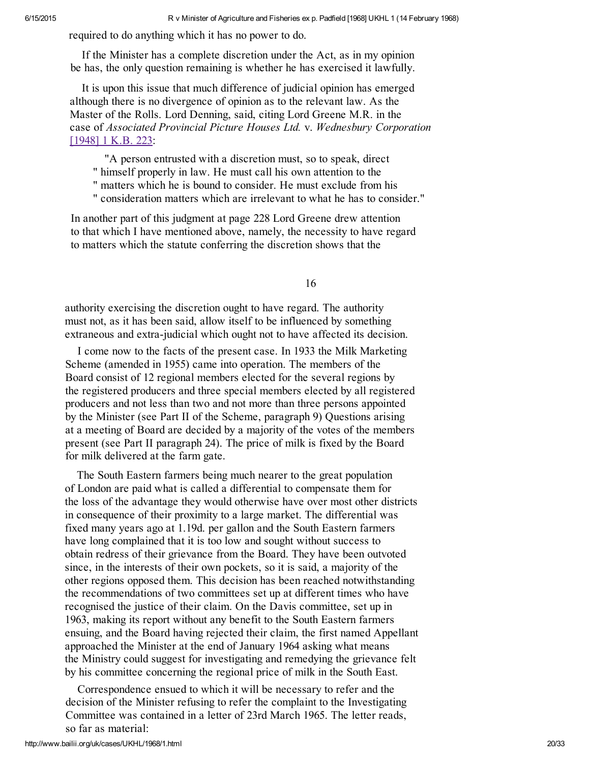required to do anything which it has no power to do.

If the Minister has a complete discretion under the Act, as in my opinion be has, the only question remaining is whether he has exercised it lawfully.

It is upon this issue that much difference of judicial opinion has emerged although there is no divergence of opinion as to the relevant law. As the Master of the Rolls. Lord Denning, said, citing Lord Greene M.R. in the case of *Associated Provincial Picture Houses Ltd.* v. *Wednesbury Corporation* [1948] 1 K.B. 223:

> "A person entrusted with a discretion must, so to speak, direct
> " himself properly in law. He must call his own attention to the
> " matters which he is bound to consider. He must exclude from his
> " consideration matters which are irrelevant to what he has to consider."

In another part of this judgment at page 228 Lord Greene drew attention to that which I have mentioned above, namely, the necessity to have regard to matters which the statute conferring the discretion shows that the

16

authority exercising the discretion ought to have regard. The authority must not, as it has been said, allow itself to be influenced by something extraneous and extra-judicial which ought not to have affected its decision.

I come now to the facts of the present case. In 1933 the Milk Marketing Scheme (amended in 1955) came into operation. The members of the Board consist of 12 regional members elected for the several regions by the registered producers and three special members elected by all registered producers and not less than two and not more than three persons appointed by the Minister (see Part II of the Scheme, paragraph 9) Questions arising at a meeting of Board are decided by a majority of the votes of the members present (see Part II paragraph 24). The price of milk is fixed by the Board for milk delivered at the farm gate.

The South Eastern farmers being much nearer to the great population of London are paid what is called a differential to compensate them for the loss of the advantage they would otherwise have over most other districts in consequence of their proximity to a large market. The differential was fixed many years ago at 1.19d. per gallon and the South Eastern farmers have long complained that it is too low and sought without success to obtain redress of their grievance from the Board. They have been outvoted since, in the interests of their own pockets, so it is said, a majority of the other regions opposed them. This decision has been reached notwithstanding the recommendations of two committees set up at different times who have recognised the justice of their claim. On the Davis committee, set up in 1963, making its report without any benefit to the South Eastern farmers ensuing, and the Board having rejected their claim, the first named Appellant approached the Minister at the end of January 1964 asking what means the Ministry could suggest for investigating and remedying the grievance felt by his committee concerning the regional price of milk in the South East.

Correspondence ensued to which it will be necessary to refer and the decision of the Minister refusing to refer the complaint to the Investigating Committee was contained in a letter of 23rd March 1965. The letter reads, so far as material: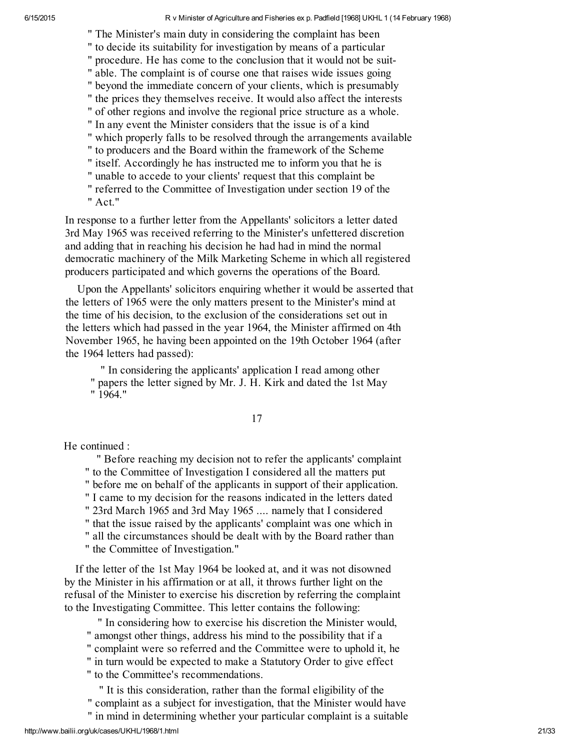" The Minister's main duty in considering the complaint has been
" to decide its suitability for investigation by means of a particular
" procedure. He has come to the conclusion that it would not be suit-
" able. The complaint is of course one that raises wide issues going
" beyond the immediate concern of your clients, which is presumably
" the prices they themselves receive. It would also affect the interests
" of other regions and involve the regional price structure as a whole.
" In any event the Minister considers that the issue is of a kind
" which properly falls to be resolved through the arrangements available
" to producers and the Board within the framework of the Scheme
" itself. Accordingly he has instructed me to inform you that he is
" unable to accede to your clients' request that this complaint be
" referred to the Committee of Investigation under section 19 of the
" Act."

In response to a further letter from the Appellants' solicitors a letter dated 3rd May 1965 was received referring to the Minister's unfettered discretion and adding that in reaching his decision he had had in mind the normal democratic machinery of the Milk Marketing Scheme in which all registered producers participated and which governs the operations of the Board.

Upon the Appellants' solicitors enquiring whether it would be asserted that the letters of 1965 were the only matters present to the Minister's mind at the time of his decision, to the exclusion of the considerations set out in the letters which had passed in the year 1964, the Minister affirmed on 4th November 1965, he having been appointed on the 19th October 1964 (after the 1964 letters had passed):

" In considering the applicants' application I read among other
" papers the letter signed by Mr. J. H. Kirk and dated the 1st May
" 1964."

He continued :

" Before reaching my decision not to refer the applicants' complaint
" to the Committee of Investigation I considered all the matters put
" before me on behalf of the applicants in support of their application.
" I came to my decision for the reasons indicated in the letters dated
" 23rd March 1965 and 3rd May 1965 .... namely that I considered
" that the issue raised by the applicants' complaint was one which in
" all the circumstances should be dealt with by the Board rather than
" the Committee of Investigation."

If the letter of the 1st May 1964 be looked at, and it was not disowned by the Minister in his affirmation or at all, it throws further light on the refusal of the Minister to exercise his discretion by referring the complaint to the Investigating Committee. This letter contains the following:

" In considering how to exercise his discretion the Minister would,
" amongst other things, address his mind to the possibility that if a
" complaint were so referred and the Committee were to uphold it, he
" in turn would be expected to make a Statutory Order to give effect
" to the Committee's recommendations.

" It is this consideration, rather than the formal eligibility of the
" complaint as a subject for investigation, that the Minister would have
" in mind in determining whether your particular complaint is a suitable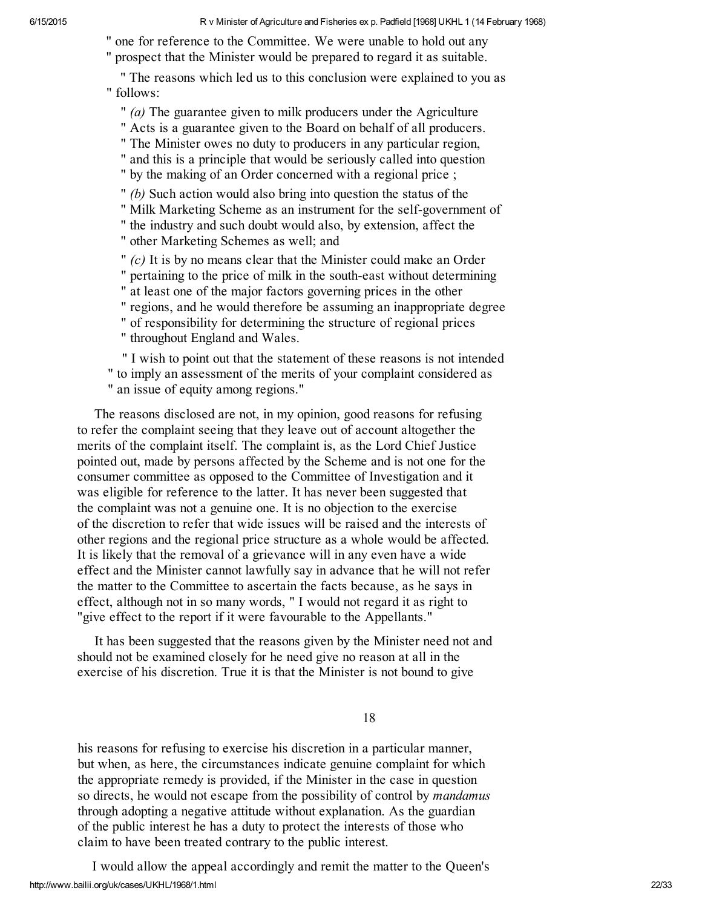" one for reference to the Committee. We were unable to hold out any
" prospect that the Minister would be prepared to regard it as suitable.

" The reasons which led us to this conclusion were explained to you as
" follows:

" *(a)* The guarantee given to milk producers under the Agriculture
" Acts is a guarantee given to the Board on behalf of all producers.
" The Minister owes no duty to producers in any particular region,
" and this is a principle that would be seriously called into question
" by the making of an Order concerned with a regional price ;

" *(b)* Such action would also bring into question the status of the
" Milk Marketing Scheme as an instrument for the self-government of
" the industry and such doubt would also, by extension, affect the
" other Marketing Schemes as well; and

" *(c)* It is by no means clear that the Minister could make an Order
" pertaining to the price of milk in the south-east without determining
" at least one of the major factors governing prices in the other
" regions, and he would therefore be assuming an inappropriate degree
" of responsibility for determining the structure of regional prices
" throughout England and Wales.

" I wish to point out that the statement of these reasons is not intended
" to imply an assessment of the merits of your complaint considered as
" an issue of equity among regions."

The reasons disclosed are not, in my opinion, good reasons for refusing to refer the complaint seeing that they leave out of account altogether the merits of the complaint itself. The complaint is, as the Lord Chief Justice pointed out, made by persons affected by the Scheme and is not one for the consumer committee as opposed to the Committee of Investigation and it was eligible for reference to the latter. It has never been suggested that the complaint was not a genuine one. It is no objection to the exercise of the discretion to refer that wide issues will be raised and the interests of other regions and the regional price structure as a whole would be affected. It is likely that the removal of a grievance will in any even have a wide effect and the Minister cannot lawfully say in advance that he will not refer the matter to the Committee to ascertain the facts because, as he says in effect, although not in so many words, " I would not regard it as right to "give effect to the report if it were favourable to the Appellants."

It has been suggested that the reasons given by the Minister need not and should not be examined closely for he need give no reason at all in the exercise of his discretion. True it is that the Minister is not bound to give his reasons for refusing to exercise his discretion in a particular manner, but when, as here, the circumstances indicate genuine complaint for which the appropriate remedy is provided, if the Minister in the case in question so directs, he would not escape from the possibility of control by *mandamus* through adopting a negative attitude without explanation. As the guardian of the public interest he has a duty to protect the interests of those who claim to have been treated contrary to the public interest.

I would allow the appeal accordingly and remit the matter to the Queen's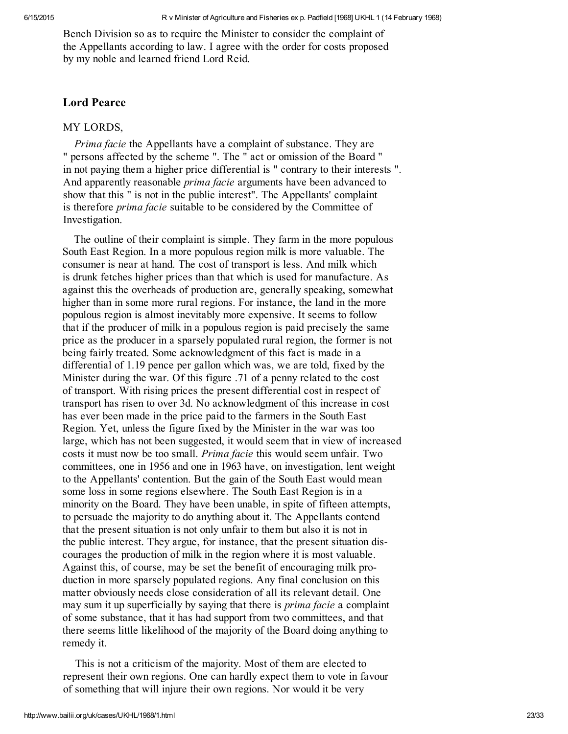Bench Division so as to require the Minister to consider the complaint of the Appellants according to law. I agree with the order for costs proposed by my noble and learned friend Lord Reid.

## Lord Pearce

MY LORDS,

*Prima facie* the Appellants have a complaint of substance. They are " persons affected by the scheme ". The " act or omission of the Board " in not paying them a higher price differential is " contrary to their interests ". And apparently reasonable *prima facie* arguments have been advanced to show that this " is not in the public interest". The Appellants' complaint is therefore *prima facie* suitable to be considered by the Committee of Investigation.

The outline of their complaint is simple. They farm in the more populous South East Region. In a more populous region milk is more valuable. The consumer is near at hand. The cost of transport is less. And milk which is drunk fetches higher prices than that which is used for manufacture. As against this the overheads of production are, generally speaking, somewhat higher than in some more rural regions. For instance, the land in the more populous region is almost inevitably more expensive. It seems to follow that if the producer of milk in a populous region is paid precisely the same price as the producer in a sparsely populated rural region, the former is not being fairly treated. Some acknowledgment of this fact is made in a differential of 1.19 pence per gallon which was, we are told, fixed by the Minister during the war. Of this figure .71 of a penny related to the cost of transport. With rising prices the present differential cost in respect of transport has risen to over 3d. No acknowledgment of this increase in cost has ever been made in the price paid to the farmers in the South East Region. Yet, unless the figure fixed by the Minister in the war was too large, which has not been suggested, it would seem that in view of increased costs it must now be too small. *Prima facie* this would seem unfair. Two committees, one in 1956 and one in 1963 have, on investigation, lent weight to the Appellants' contention. But the gain of the South East would mean some loss in some regions elsewhere. The South East Region is in a minority on the Board. They have been unable, in spite of fifteen attempts, to persuade the majority to do anything about it. The Appellants contend that the present situation is not only unfair to them but also it is not in the public interest. They argue, for instance, that the present situation discourages the production of milk in the region where it is most valuable. Against this, of course, may be set the benefit of encouraging milk production in more sparsely populated regions. Any final conclusion on this matter obviously needs close consideration of all its relevant detail. One may sum it up superficially by saying that there is *prima facie* a complaint of some substance, that it has had support from two committees, and that there seems little likelihood of the majority of the Board doing anything to remedy it.

This is not a criticism of the majority. Most of them are elected to represent their own regions. One can hardly expect them to vote in favour of something that will injure their own regions. Nor would it be very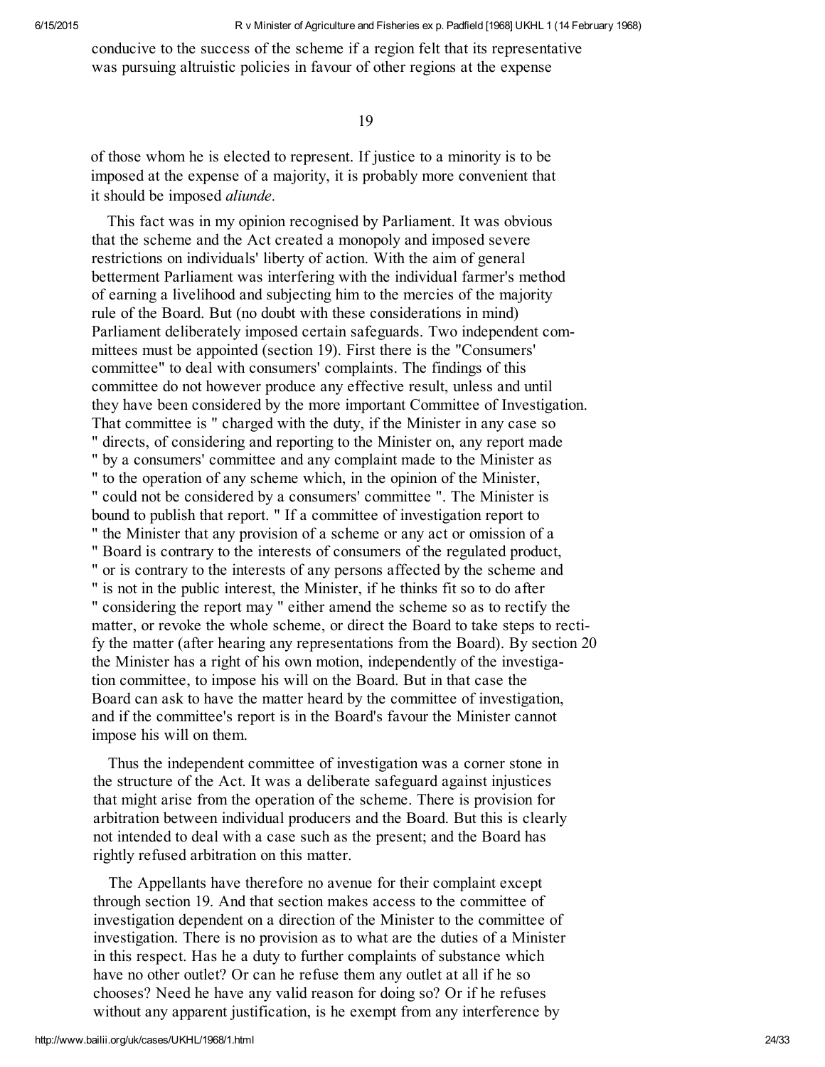conducive to the success of the scheme if a region felt that its representative was pursuing altruistic policies in favour of other regions at the expense

of those whom he is elected to represent. If justice to a minority is to be imposed at the expense of a majority, it is probably more convenient that it should be imposed *aliunde*.

This fact was in my opinion recognised by Parliament. It was obvious that the scheme and the Act created a monopoly and imposed severe restrictions on individuals' liberty of action. With the aim of general betterment Parliament was interfering with the individual farmer's method of earning a livelihood and subjecting him to the mercies of the majority rule of the Board. But (no doubt with these considerations in mind) Parliament deliberately imposed certain safeguards. Two independent committees must be appointed (section 19). First there is the "Consumers' committee" to deal with consumers' complaints. The findings of this committee do not however produce any effective result, unless and until they have been considered by the more important Committee of Investigation. That committee is " charged with the duty, if the Minister in any case so " directs, of considering and reporting to the Minister on, any report made " by a consumers' committee and any complaint made to the Minister as " to the operation of any scheme which, in the opinion of the Minister, " could not be considered by a consumers' committee ". The Minister is bound to publish that report. " If a committee of investigation report to " the Minister that any provision of a scheme or any act or omission of a " Board is contrary to the interests of consumers of the regulated product, " or is contrary to the interests of any persons affected by the scheme and " is not in the public interest, the Minister, if he thinks fit so to do after " considering the report may " either amend the scheme so as to rectify the matter, or revoke the whole scheme, or direct the Board to take steps to rectify the matter (after hearing any representations from the Board). By section 20 the Minister has a right of his own motion, independently of the investigation committee, to impose his will on the Board. But in that case the Board can ask to have the matter heard by the committee of investigation, and if the committee's report is in the Board's favour the Minister cannot impose his will on them.

Thus the independent committee of investigation was a corner stone in the structure of the Act. It was a deliberate safeguard against injustices that might arise from the operation of the scheme. There is provision for arbitration between individual producers and the Board. But this is clearly not intended to deal with a case such as the present; and the Board has rightly refused arbitration on this matter.

The Appellants have therefore no avenue for their complaint except through section 19. And that section makes access to the committee of investigation dependent on a direction of the Minister to the committee of investigation. There is no provision as to what are the duties of a Minister in this respect. Has he a duty to further complaints of substance which have no other outlet? Or can he refuse them any outlet at all if he so chooses? Need he have any valid reason for doing so? Or if he refuses without any apparent justification, is he exempt from any interference by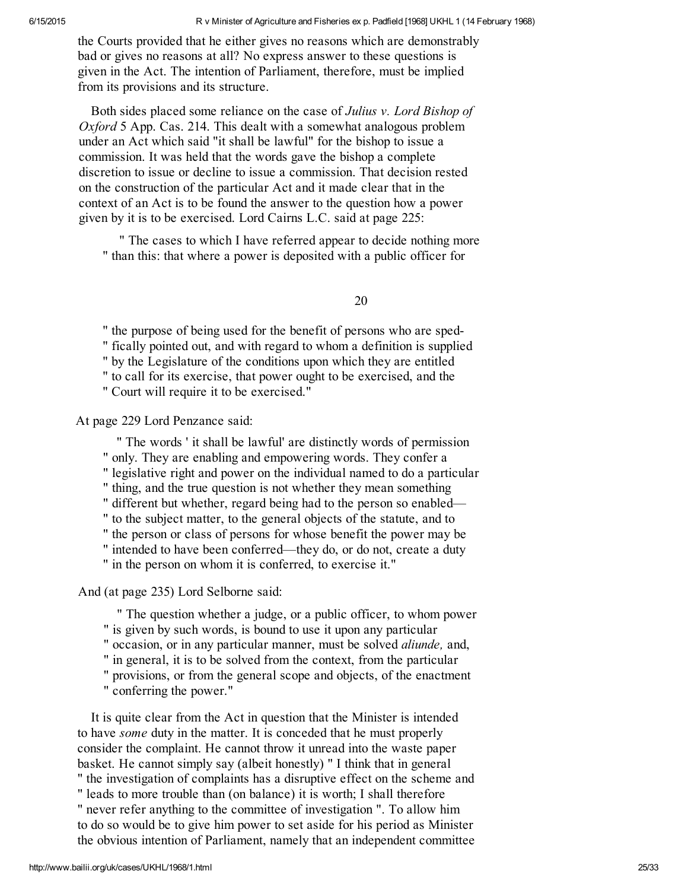the Courts provided that he either gives no reasons which are demonstrably bad or gives no reasons at all? No express answer to these questions is given in the Act. The intention of Parliament, therefore, must be implied from its provisions and its structure.

Both sides placed some reliance on the case of *Julius v. Lord Bishop of Oxford* 5 App. Cas. 214. This dealt with a somewhat analogous problem under an Act which said "it shall be lawful" for the bishop to issue a commission. It was held that the words gave the bishop a complete discretion to issue or decline to issue a commission. That decision rested on the construction of the particular Act and it made clear that in the context of an Act is to be found the answer to the question how a power given by it is to be exercised. Lord Cairns L.C. said at page 225:

> " The cases to which I have referred appear to decide nothing more " than this: that where a power is deposited with a public officer for

20

> " the purpose of being used for the benefit of persons who are sped- " fically pointed out, and with regard to whom a definition is supplied " by the Legislature of the conditions upon which they are entitled " to call for its exercise, that power ought to be exercised, and the " Court will require it to be exercised."

At page 229 Lord Penzance said:

> " The words ' it shall be lawful' are distinctly words of permission " only. They are enabling and empowering words. They confer a " legislative right and power on the individual named to do a particular " thing, and the true question is not whether they mean something " different but whether, regard being had to the person so enabled— " to the subject matter, to the general objects of the statute, and to " the person or class of persons for whose benefit the power may be " intended to have been conferred—they do, or do not, create a duty " in the person on whom it is conferred, to exercise it."

And (at page 235) Lord Selborne said:

> " The question whether a judge, or a public officer, to whom power " is given by such words, is bound to use it upon any particular " occasion, or in any particular manner, must be solved *aliunde,* and, " in general, it is to be solved from the context, from the particular " provisions, or from the general scope and objects, of the enactment " conferring the power."

It is quite clear from the Act in question that the Minister is intended to have *some* duty in the matter. It is conceded that he must properly consider the complaint. He cannot throw it unread into the waste paper basket. He cannot simply say (albeit honestly) " I think that in general " the investigation of complaints has a disruptive effect on the scheme and " leads to more trouble than (on balance) it is worth; I shall therefore " never refer anything to the committee of investigation ". To allow him to do so would be to give him power to set aside for his period as Minister the obvious intention of Parliament, namely that an independent committee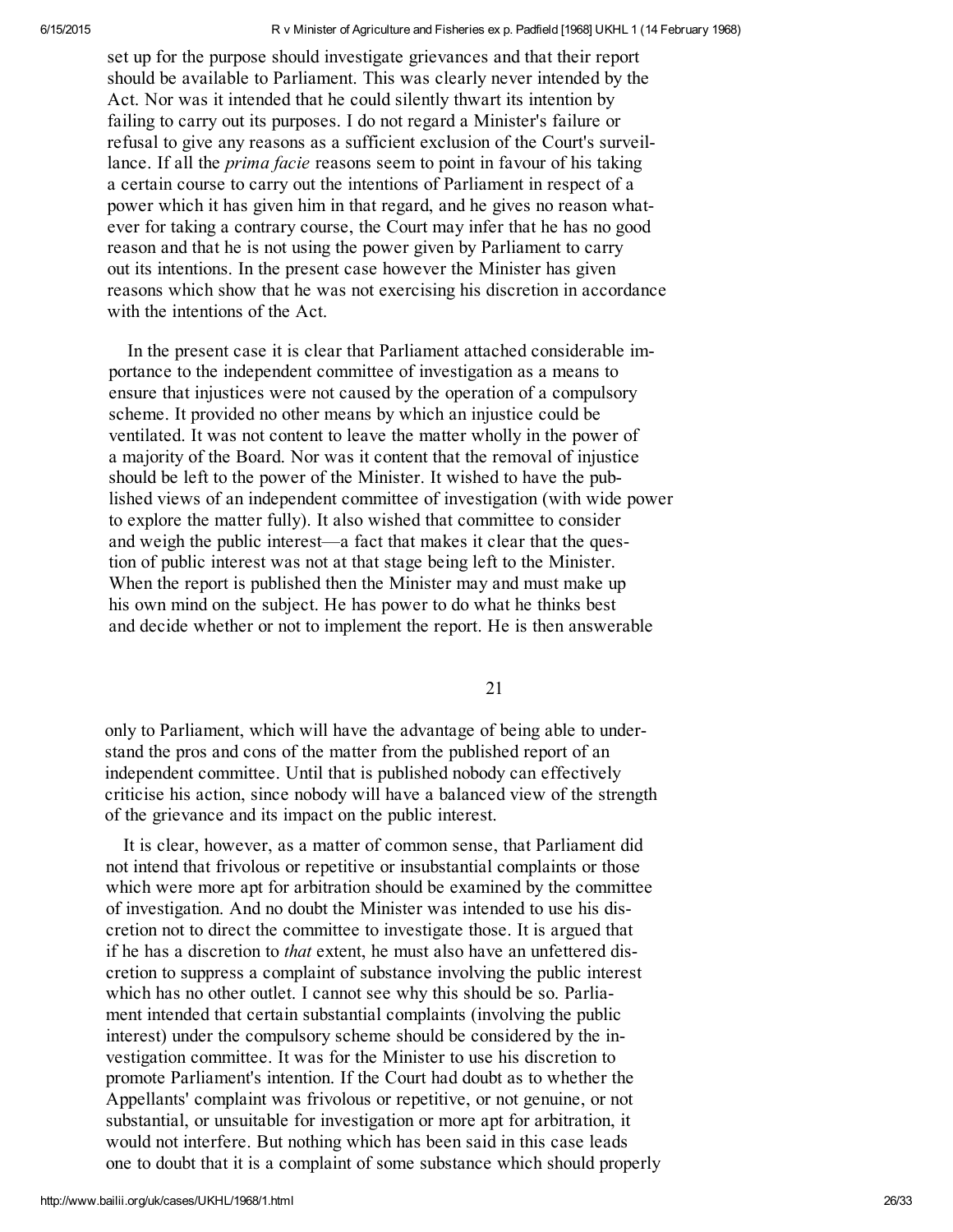set up for the purpose should investigate grievances and that their report should be available to Parliament. This was clearly never intended by the Act. Nor was it intended that he could silently thwart its intention by failing to carry out its purposes. I do not regard a Minister's failure or refusal to give any reasons as a sufficient exclusion of the Court's surveillance. If all the *prima facie* reasons seem to point in favour of his taking a certain course to carry out the intentions of Parliament in respect of a power which it has given him in that regard, and he gives no reason whatever for taking a contrary course, the Court may infer that he has no good reason and that he is not using the power given by Parliament to carry out its intentions. In the present case however the Minister has given reasons which show that he was not exercising his discretion in accordance with the intentions of the Act.

In the present case it is clear that Parliament attached considerable importance to the independent committee of investigation as a means to ensure that injustices were not caused by the operation of a compulsory scheme. It provided no other means by which an injustice could be ventilated. It was not content to leave the matter wholly in the power of a majority of the Board. Nor was it content that the removal of injustice should be left to the power of the Minister. It wished to have the published views of an independent committee of investigation (with wide power to explore the matter fully). It also wished that committee to consider and weigh the public interest—a fact that makes it clear that the question of public interest was not at that stage being left to the Minister. When the report is published then the Minister may and must make up his own mind on the subject. He has power to do what he thinks best and decide whether or not to implement the report. He is then answerable only to Parliament, which will have the advantage of being able to understand the pros and cons of the matter from the published report of an independent committee. Until that is published nobody can effectively criticise his action, since nobody will have a balanced view of the strength of the grievance and its impact on the public interest.

It is clear, however, as a matter of common sense, that Parliament did not intend that frivolous or repetitive or insubstantial complaints or those which were more apt for arbitration should be examined by the committee of investigation. And no doubt the Minister was intended to use his discretion not to direct the committee to investigate those. It is argued that if he has a discretion to *that* extent, he must also have an unfettered discretion to suppress a complaint of substance involving the public interest which has no other outlet. I cannot see why this should be so. Parliament intended that certain substantial complaints (involving the public interest) under the compulsory scheme should be considered by the investigation committee. It was for the Minister to use his discretion to promote Parliament's intention. If the Court had doubt as to whether the Appellants' complaint was frivolous or repetitive, or not genuine, or not substantial, or unsuitable for investigation or more apt for arbitration, it would not interfere. But nothing which has been said in this case leads one to doubt that it is a complaint of some substance which should properly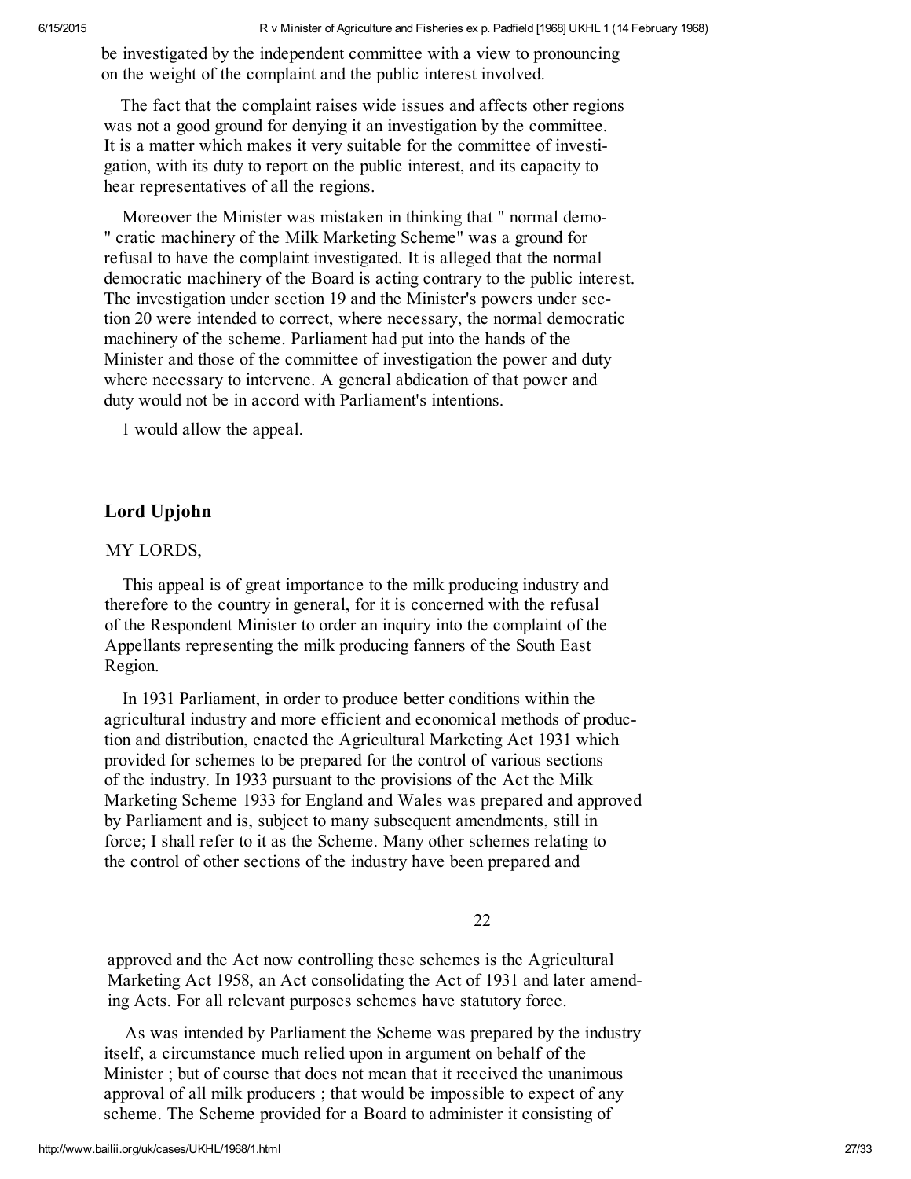be investigated by the independent committee with a view to pronouncing on the weight of the complaint and the public interest involved.

The fact that the complaint raises wide issues and affects other regions was not a good ground for denying it an investigation by the committee. It is a matter which makes it very suitable for the committee of investigation, with its duty to report on the public interest, and its capacity to hear representatives of all the regions.

Moreover the Minister was mistaken in thinking that " normal democratic machinery of the Milk Marketing Scheme" was a ground for refusal to have the complaint investigated. It is alleged that the normal democratic machinery of the Board is acting contrary to the public interest. The investigation under section 19 and the Minister's powers under section 20 were intended to correct, where necessary, the normal democratic machinery of the scheme. Parliament had put into the hands of the Minister and those of the committee of investigation the power and duty where necessary to intervene. A general abdication of that power and duty would not be in accord with Parliament's intentions.

1 would allow the appeal.

## Lord Upjohn

MY LORDS,

This appeal is of great importance to the milk producing industry and therefore to the country in general, for it is concerned with the refusal of the Respondent Minister to order an inquiry into the complaint of the Appellants representing the milk producing fanners of the South East Region.

In 1931 Parliament, in order to produce better conditions within the agricultural industry and more efficient and economical methods of production and distribution, enacted the Agricultural Marketing Act 1931 which provided for schemes to be prepared for the control of various sections of the industry. In 1933 pursuant to the provisions of the Act the Milk Marketing Scheme 1933 for England and Wales was prepared and approved by Parliament and is, subject to many subsequent amendments, still in force; I shall refer to it as the Scheme. Many other schemes relating to the control of other sections of the industry have been prepared and

22

approved and the Act now controlling these schemes is the Agricultural Marketing Act 1958, an Act consolidating the Act of 1931 and later amending Acts. For all relevant purposes schemes have statutory force.

As was intended by Parliament the Scheme was prepared by the industry itself, a circumstance much relied upon in argument on behalf of the Minister ; but of course that does not mean that it received the unanimous approval of all milk producers ; that would be impossible to expect of any scheme. The Scheme provided for a Board to administer it consisting of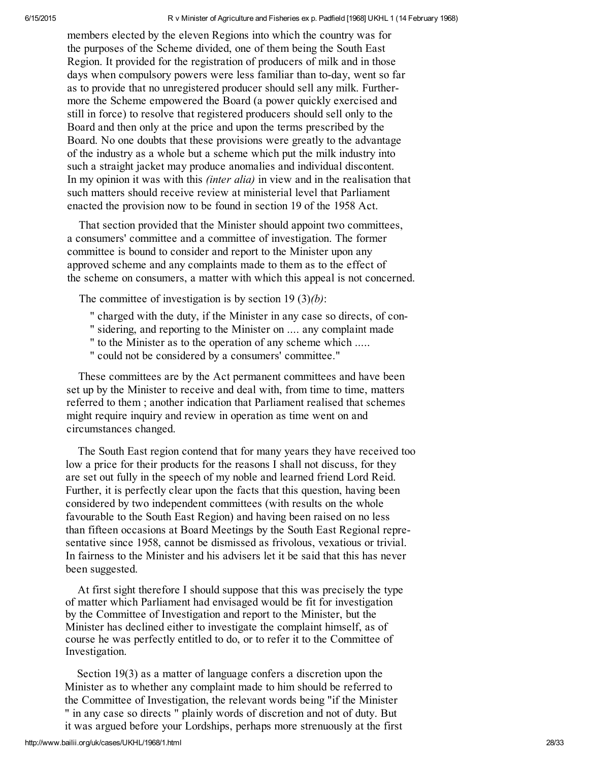members elected by the eleven Regions into which the country was for the purposes of the Scheme divided, one of them being the South East Region. It provided for the registration of producers of milk and in those days when compulsory powers were less familiar than to-day, went so far as to provide that no unregistered producer should sell any milk. Furthermore the Scheme empowered the Board (a power quickly exercised and still in force) to resolve that registered producers should sell only to the Board and then only at the price and upon the terms prescribed by the Board. No one doubts that these provisions were greatly to the advantage of the industry as a whole but a scheme which put the milk industry into such a straight jacket may produce anomalies and individual discontent. In my opinion it was with this *(inter alia)* in view and in the realisation that such matters should receive review at ministerial level that Parliament enacted the provision now to be found in section 19 of the 1958 Act.

That section provided that the Minister should appoint two committees, a consumers' committee and a committee of investigation. The former committee is bound to consider and report to the Minister upon any approved scheme and any complaints made to them as to the effect of the scheme on consumers, a matter with which this appeal is not concerned.

The committee of investigation is by section 19 (3)*(b)*:

> " charged with the duty, if the Minister in any case so directs, of con-
> " sidering, and reporting to the Minister on .... any complaint made
> " to the Minister as to the operation of any scheme which .....
> " could not be considered by a consumers' committee."

These committees are by the Act permanent committees and have been set up by the Minister to receive and deal with, from time to time, matters referred to them ; another indication that Parliament realised that schemes might require inquiry and review in operation as time went on and circumstances changed.

The South East region contend that for many years they have received too low a price for their products for the reasons I shall not discuss, for they are set out fully in the speech of my noble and learned friend Lord Reid. Further, it is perfectly clear upon the facts that this question, having been considered by two independent committees (with results on the whole favourable to the South East Region) and having been raised on no less than fifteen occasions at Board Meetings by the South East Regional representative since 1958, cannot be dismissed as frivolous, vexatious or trivial. In fairness to the Minister and his advisers let it be said that this has never been suggested.

At first sight therefore I should suppose that this was precisely the type of matter which Parliament had envisaged would be fit for investigation by the Committee of Investigation and report to the Minister, but the Minister has declined either to investigate the complaint himself, as of course he was perfectly entitled to do, or to refer it to the Committee of Investigation.

Section 19(3) as a matter of language confers a discretion upon the Minister as to whether any complaint made to him should be referred to the Committee of Investigation, the relevant words being "if the Minister " in any case so directs " plainly words of discretion and not of duty. But it was argued before your Lordships, perhaps more strenuously at the first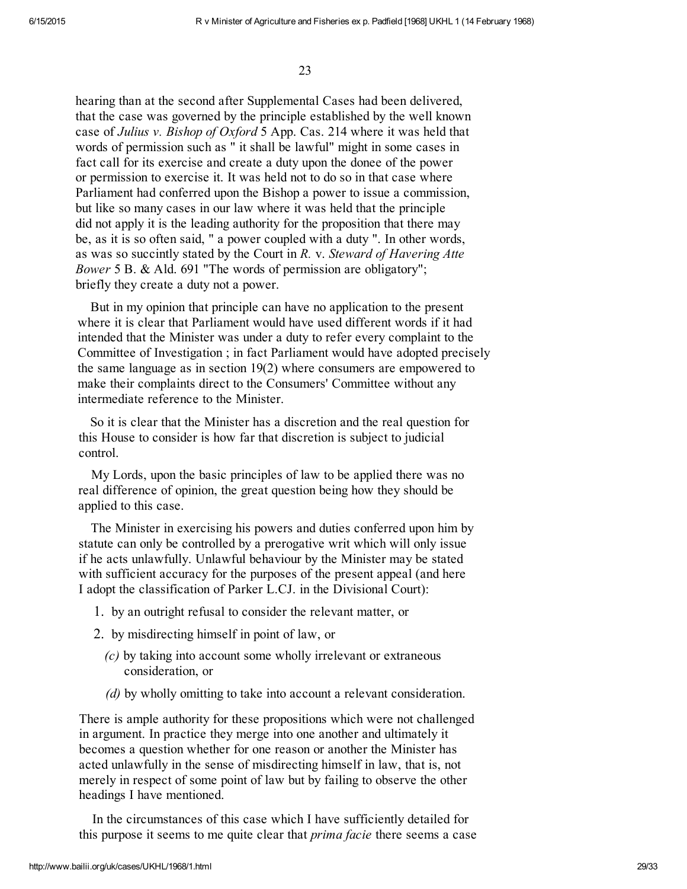hearing than at the second after Supplemental Cases had been delivered, that the case was governed by the principle established by the well known case of *Julius v. Bishop of Oxford* 5 App. Cas. 214 where it was held that words of permission such as " it shall be lawful" might in some cases in fact call for its exercise and create a duty upon the donee of the power or permission to exercise it. It was held not to do so in that case where Parliament had conferred upon the Bishop a power to issue a commission, but like so many cases in our law where it was held that the principle did not apply it is the leading authority for the proposition that there may be, as it is so often said, " a power coupled with a duty ". In other words, as was so succintly stated by the Court in *R.* v. *Steward of Havering Atte Bower* 5 B. & Ald. 691 "The words of permission are obligatory"; briefly they create a duty not a power.

But in my opinion that principle can have no application to the present where it is clear that Parliament would have used different words if it had intended that the Minister was under a duty to refer every complaint to the Committee of Investigation ; in fact Parliament would have adopted precisely the same language as in section 19(2) where consumers are empowered to make their complaints direct to the Consumers' Committee without any intermediate reference to the Minister.

So it is clear that the Minister has a discretion and the real question for this House to consider is how far that discretion is subject to judicial control.

My Lords, upon the basic principles of law to be applied there was no real difference of opinion, the great question being how they should be applied to this case.

The Minister in exercising his powers and duties conferred upon him by statute can only be controlled by a prerogative writ which will only issue if he acts unlawfully. Unlawful behaviour by the Minister may be stated with sufficient accuracy for the purposes of the present appeal (and here I adopt the classification of Parker L.CJ. in the Divisional Court):

1. by an outright refusal to consider the relevant matter, or
2. by misdirecting himself in point of law, or
   - *(c)* by taking into account some wholly irrelevant or extraneous consideration, or
   - *(d)* by wholly omitting to take into account a relevant consideration.

There is ample authority for these propositions which were not challenged in argument. In practice they merge into one another and ultimately it becomes a question whether for one reason or another the Minister has acted unlawfully in the sense of misdirecting himself in law, that is, not merely in respect of some point of law but by failing to observe the other headings I have mentioned.

In the circumstances of this case which I have sufficiently detailed for this purpose it seems to me quite clear that *prima facie* there seems a case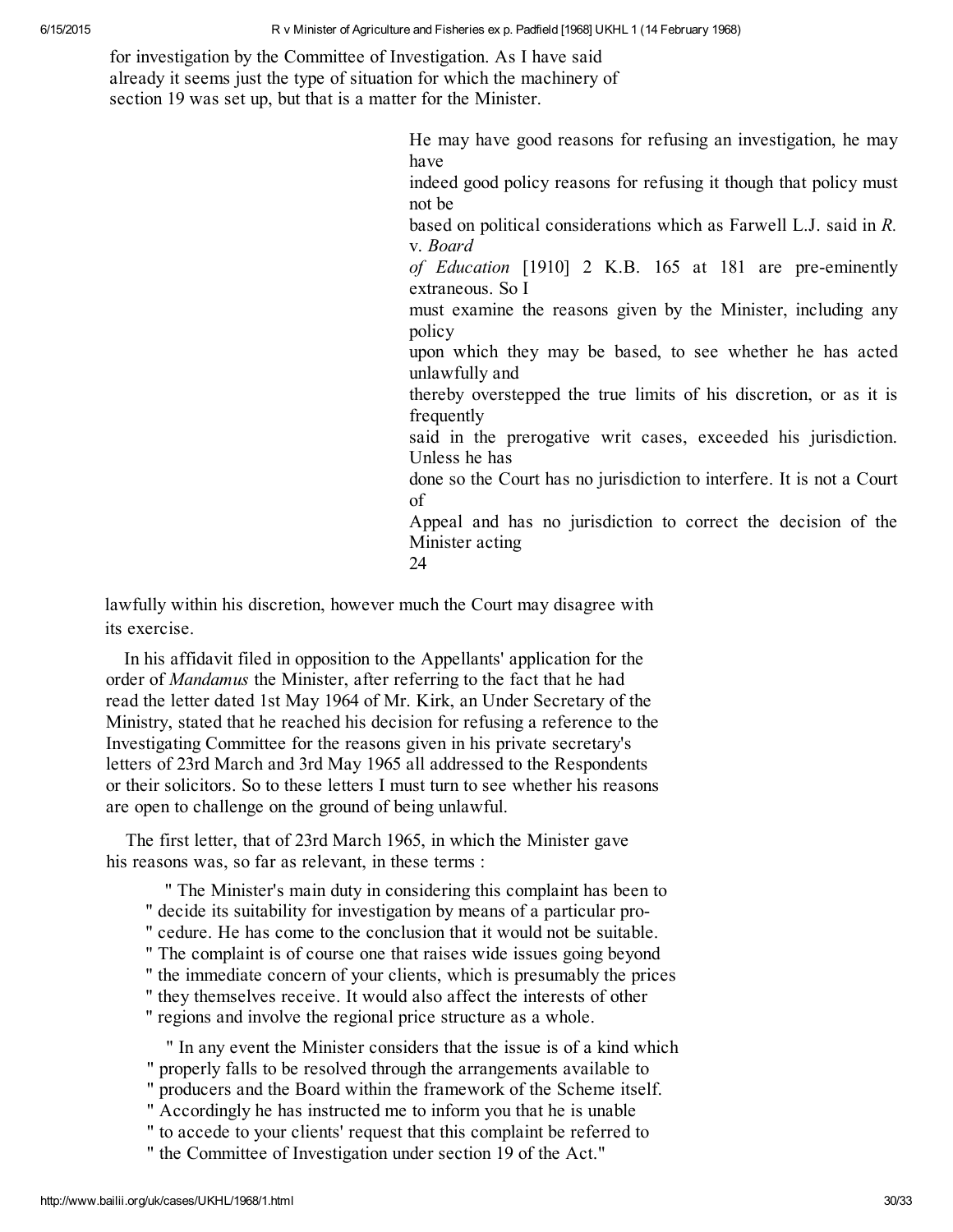for investigation by the Committee of Investigation. As I have said already it seems just the type of situation for which the machinery of section 19 was set up, but that is a matter for the Minister.

He may have good reasons for refusing an investigation, he may have indeed good policy reasons for refusing it though that policy must not be based on political considerations which as Farwell L.J. said in *R.* v. *Board of Education* [1910] 2 K.B. 165 at 181 are pre-eminently extraneous. So I must examine the reasons given by the Minister, including any policy upon which they may be based, to see whether he has acted unlawfully and thereby overstepped the true limits of his discretion, or as it is frequently said in the prerogative writ cases, exceeded his jurisdiction. Unless he has done so the Court has no jurisdiction to interfere. It is not a Court of Appeal and has no jurisdiction to correct the decision of the Minister acting lawfully within his discretion, however much the Court may disagree with its exercise.

In his affidavit filed in opposition to the Appellants' application for the order of *Mandamus* the Minister, after referring to the fact that he had read the letter dated 1st May 1964 of Mr. Kirk, an Under Secretary of the Ministry, stated that he reached his decision for refusing a reference to the Investigating Committee for the reasons given in his private secretary's letters of 23rd March and 3rd May 1965 all addressed to the Respondents or their solicitors. So to these letters I must turn to see whether his reasons are open to challenge on the ground of being unlawful.

The first letter, that of 23rd March 1965, in which the Minister gave his reasons was, so far as relevant, in these terms :

> " The Minister's main duty in considering this complaint has been to
> " decide its suitability for investigation by means of a particular pro-
> " cedure. He has come to the conclusion that it would not be suitable.
> " The complaint is of course one that raises wide issues going beyond
> " the immediate concern of your clients, which is presumably the prices
> " they themselves receive. It would also affect the interests of other
> " regions and involve the regional price structure as a whole.
>
> " In any event the Minister considers that the issue is of a kind which
> " properly falls to be resolved through the arrangements available to
> " producers and the Board within the framework of the Scheme itself.
> " Accordingly he has instructed me to inform you that he is unable
> " to accede to your clients' request that this complaint be referred to
> " the Committee of Investigation under section 19 of the Act."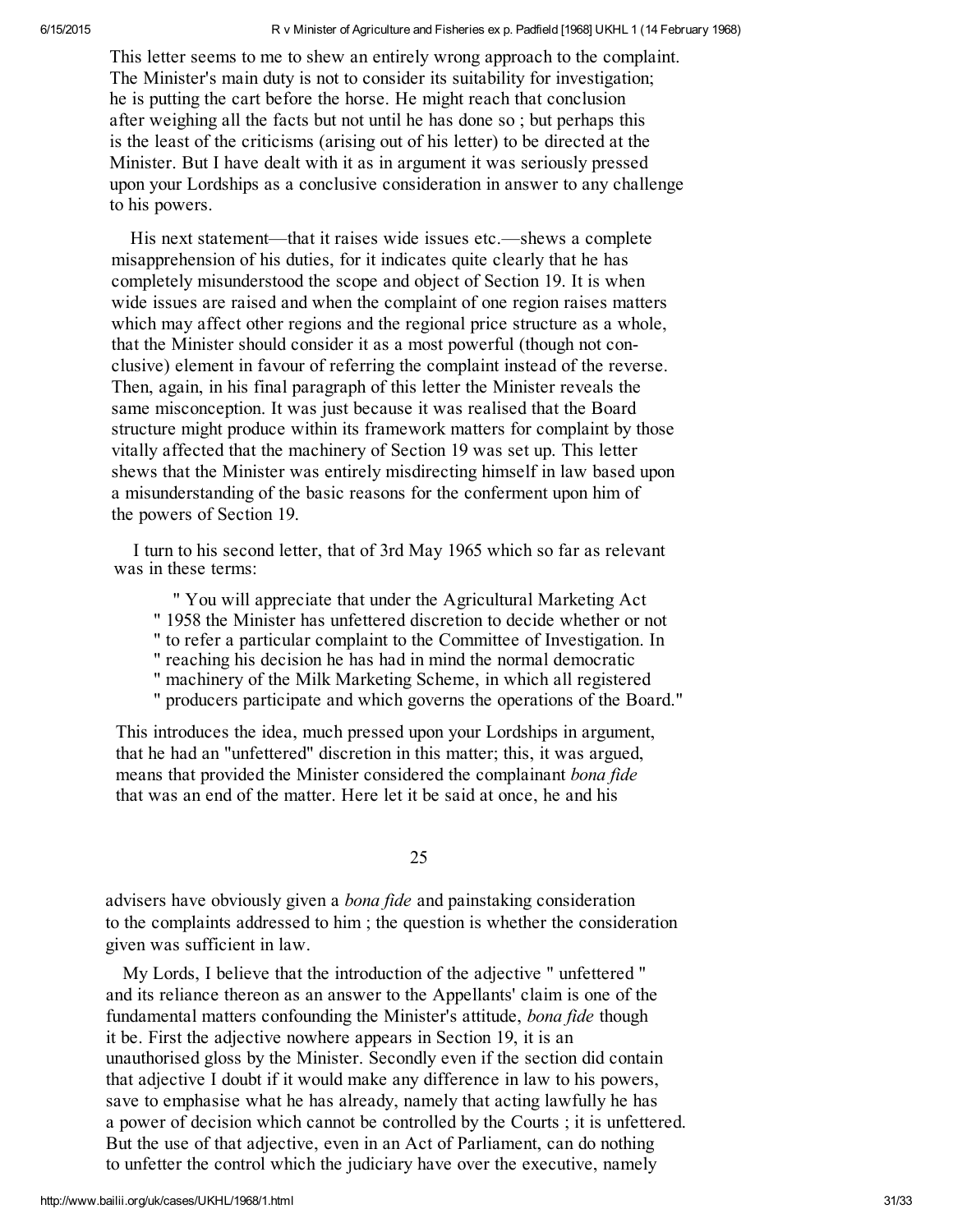This letter seems to me to shew an entirely wrong approach to the complaint. The Minister's main duty is not to consider its suitability for investigation; he is putting the cart before the horse. He might reach that conclusion after weighing all the facts but not until he has done so ; but perhaps this is the least of the criticisms (arising out of his letter) to be directed at the Minister. But I have dealt with it as in argument it was seriously pressed upon your Lordships as a conclusive consideration in answer to any challenge to his powers.

His next statement—that it raises wide issues etc.—shews a complete misapprehension of his duties, for it indicates quite clearly that he has completely misunderstood the scope and object of Section 19. It is when wide issues are raised and when the complaint of one region raises matters which may affect other regions and the regional price structure as a whole, that the Minister should consider it as a most powerful (though not conclusive) element in favour of referring the complaint instead of the reverse. Then, again, in his final paragraph of this letter the Minister reveals the same misconception. It was just because it was realised that the Board structure might produce within its framework matters for complaint by those vitally affected that the machinery of Section 19 was set up. This letter shews that the Minister was entirely misdirecting himself in law based upon a misunderstanding of the basic reasons for the conferment upon him of the powers of Section 19.

I turn to his second letter, that of 3rd May 1965 which so far as relevant was in these terms:

> " You will appreciate that under the Agricultural Marketing Act
> " 1958 the Minister has unfettered discretion to decide whether or not
> " to refer a particular complaint to the Committee of Investigation. In
> " reaching his decision he has had in mind the normal democratic
> " machinery of the Milk Marketing Scheme, in which all registered
> " producers participate and which governs the operations of the Board."

This introduces the idea, much pressed upon your Lordships in argument, that he had an "unfettered" discretion in this matter; this, it was argued, means that provided the Minister considered the complainant *bona fide* that was an end of the matter. Here let it be said at once, he and his advisers have obviously given a *bona fide* and painstaking consideration to the complaints addressed to him ; the question is whether the consideration given was sufficient in law.

My Lords, I believe that the introduction of the adjective " unfettered " and its reliance thereon as an answer to the Appellants' claim is one of the fundamental matters confounding the Minister's attitude, *bona fide* though it be. First the adjective nowhere appears in Section 19, it is an unauthorised gloss by the Minister. Secondly even if the section did contain that adjective I doubt if it would make any difference in law to his powers, save to emphasise what he has already, namely that acting lawfully he has a power of decision which cannot be controlled by the Courts ; it is unfettered. But the use of that adjective, even in an Act of Parliament, can do nothing to unfetter the control which the judiciary have over the executive, namely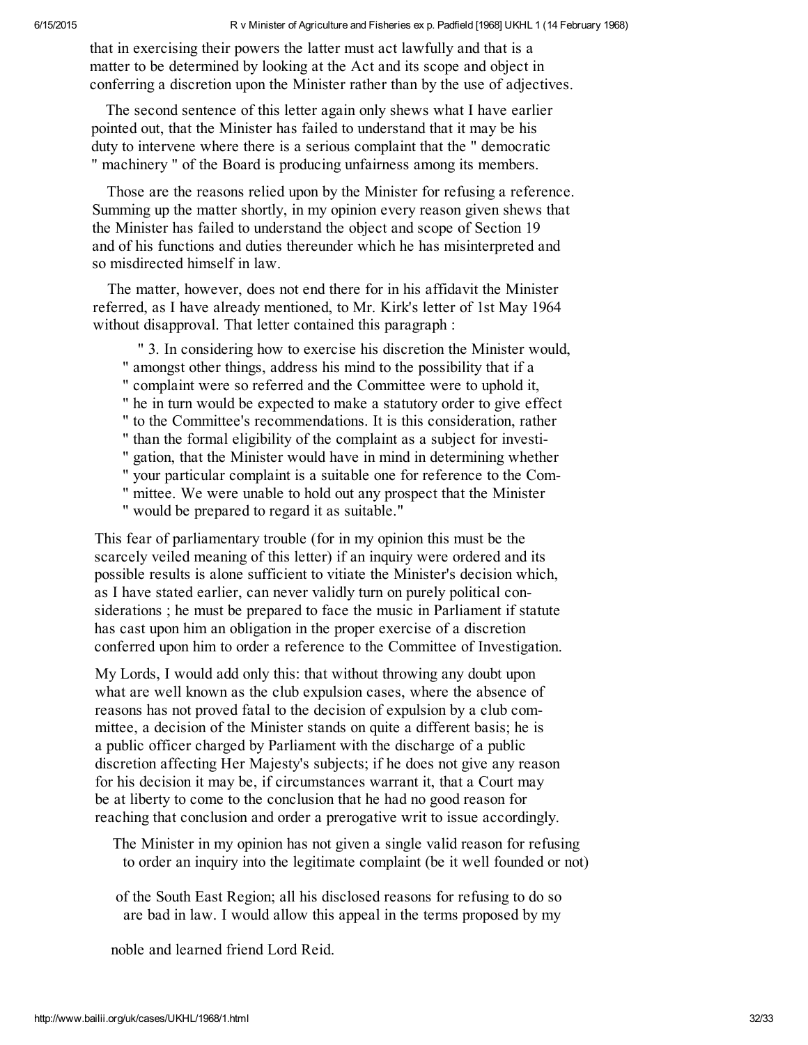that in exercising their powers the latter must act lawfully and that is a matter to be determined by looking at the Act and its scope and object in conferring a discretion upon the Minister rather than by the use of adjectives.

The second sentence of this letter again only shews what I have earlier pointed out, that the Minister has failed to understand that it may be his duty to intervene where there is a serious complaint that the " democratic " machinery " of the Board is producing unfairness among its members.

Those are the reasons relied upon by the Minister for refusing a reference. Summing up the matter shortly, in my opinion every reason given shews that the Minister has failed to understand the object and scope of Section 19 and of his functions and duties thereunder which he has misinterpreted and so misdirected himself in law.

The matter, however, does not end there for in his affidavit the Minister referred, as I have already mentioned, to Mr. Kirk's letter of 1st May 1964 without disapproval. That letter contained this paragraph :

> " 3. In considering how to exercise his discretion the Minister would,
> " amongst other things, address his mind to the possibility that if a
> " complaint were so referred and the Committee were to uphold it,
> " he in turn would be expected to make a statutory order to give effect
> " to the Committee's recommendations. It is this consideration, rather
> " than the formal eligibility of the complaint as a subject for investi-
> " gation, that the Minister would have in mind in determining whether
> " your particular complaint is a suitable one for reference to the Com-
> " mittee. We were unable to hold out any prospect that the Minister
> " would be prepared to regard it as suitable."

This fear of parliamentary trouble (for in my opinion this must be the scarcely veiled meaning of this letter) if an inquiry were ordered and its possible results is alone sufficient to vitiate the Minister's decision which, as I have stated earlier, can never validly turn on purely political considerations ; he must be prepared to face the music in Parliament if statute has cast upon him an obligation in the proper exercise of a discretion conferred upon him to order a reference to the Committee of Investigation.

My Lords, I would add only this: that without throwing any doubt upon what are well known as the club expulsion cases, where the absence of reasons has not proved fatal to the decision of expulsion by a club committee, a decision of the Minister stands on quite a different basis; he is a public officer charged by Parliament with the discharge of a public discretion affecting Her Majesty's subjects; if he does not give any reason for his decision it may be, if circumstances warrant it, that a Court may be at liberty to come to the conclusion that he had no good reason for reaching that conclusion and order a prerogative writ to issue accordingly.

The Minister in my opinion has not given a single valid reason for refusing to order an inquiry into the legitimate complaint (be it well founded or not) of the South East Region; all his disclosed reasons for refusing to do so are bad in law. I would allow this appeal in the terms proposed by my noble and learned friend Lord Reid.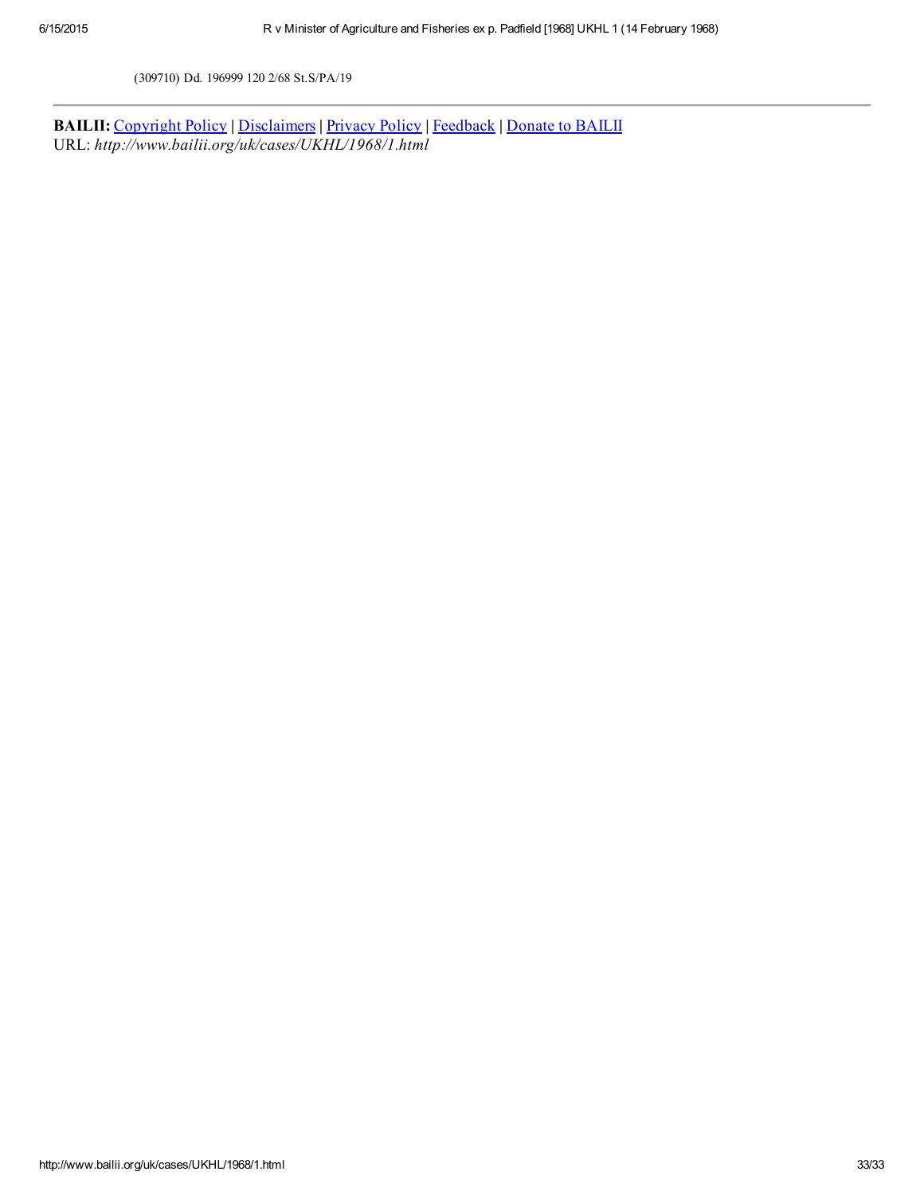(309710) Dd. 196999 120 2/68 St.S/PA/19

---

**BAILII:** [Copyright Policy](#) | [Disclaimers](#) | [Privacy Policy](#) | [Feedback](#) | [Donate to BAILII](#)
URL: *http://www.bailii.org/uk/cases/UKHL/1968/1.html*